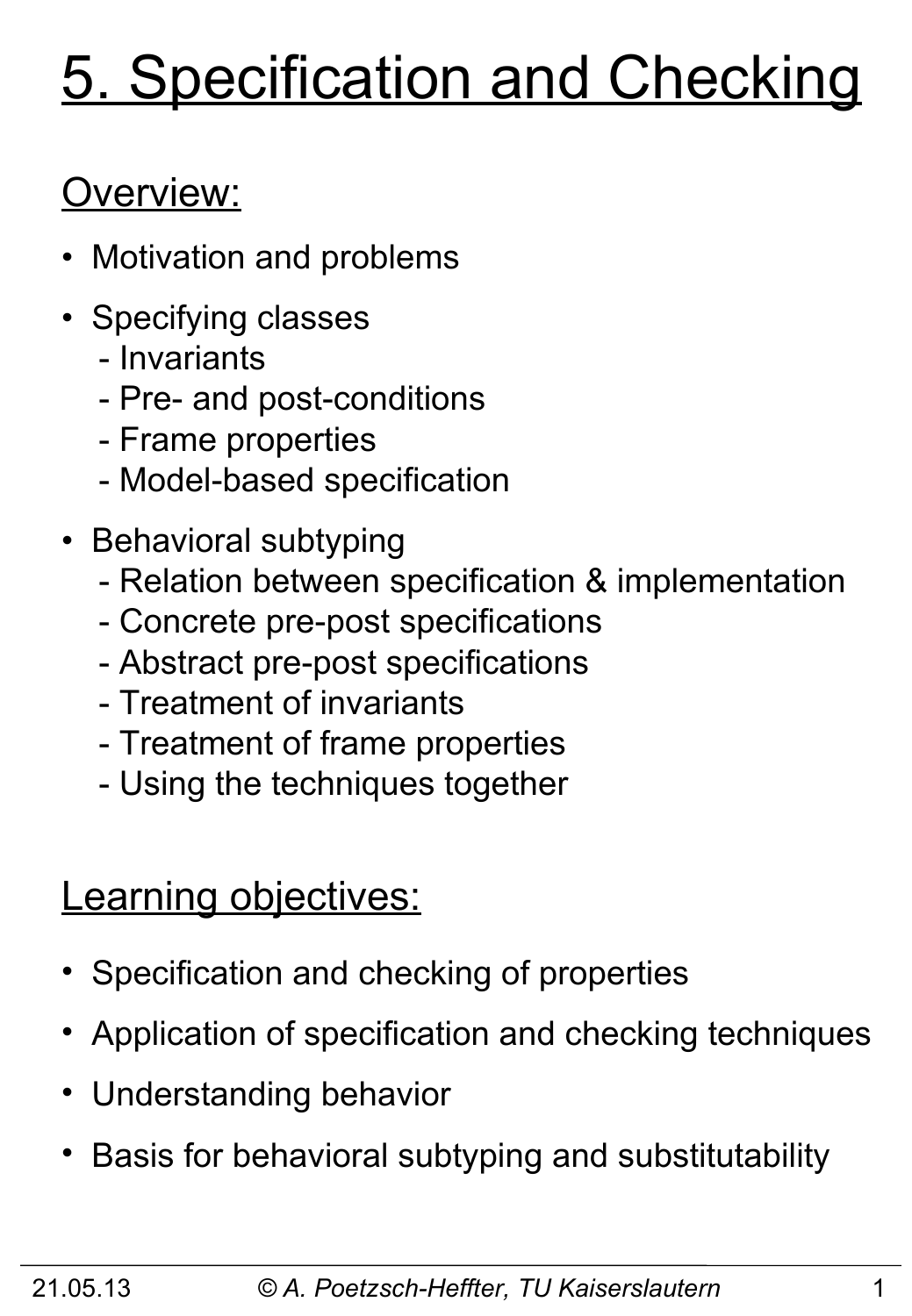# 5. Specification and Checking

## Overview:

- Motivation and problems
- Specifying classes
  - Invariants
  - Pre- and post-conditions
  - Frame properties
  - Model-based specification
- Behavioral subtyping
  - Relation between specification & implementation
  - Concrete pre-post specifications
  - Abstract pre-post specifications
  - Treatment of invariants
  - Treatment of frame properties
  - Using the techniques together

## Learning objectives:

- Specification and checking of properties
- Application of specification and checking techniques
- Understanding behavior
- Basis for behavioral subtyping and substitutability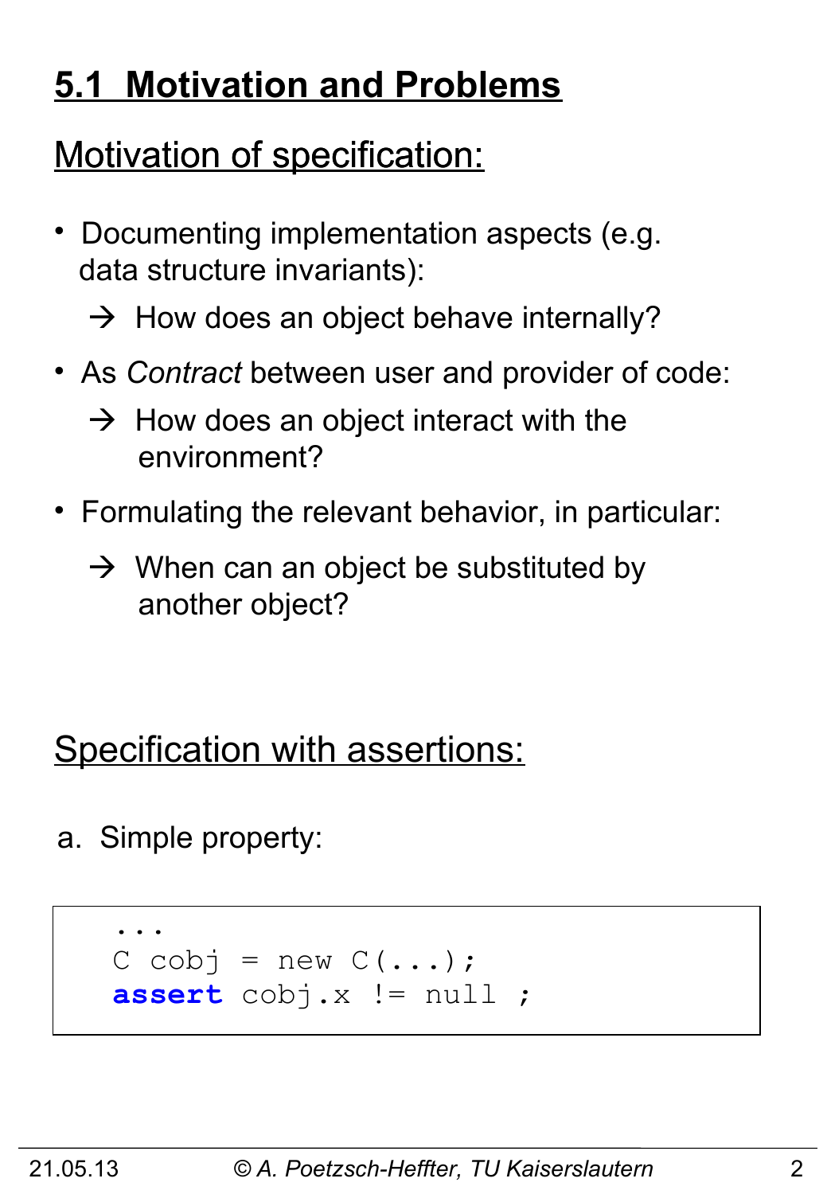# 5.1 Motivation and Problems

## Motivation of specification:

- Documenting implementation aspects (e.g. data structure invariants):
  - → How does an object behave internally?
- As *Contract* between user and provider of code:
  - → How does an object interact with the environment?
- Formulating the relevant behavior, in particular:
  - → When can an object be substituted by another object?

## Specification with assertions:

a. Simple property:

```
...
C cobj = new C(...);
assert cobj.x != null ;
```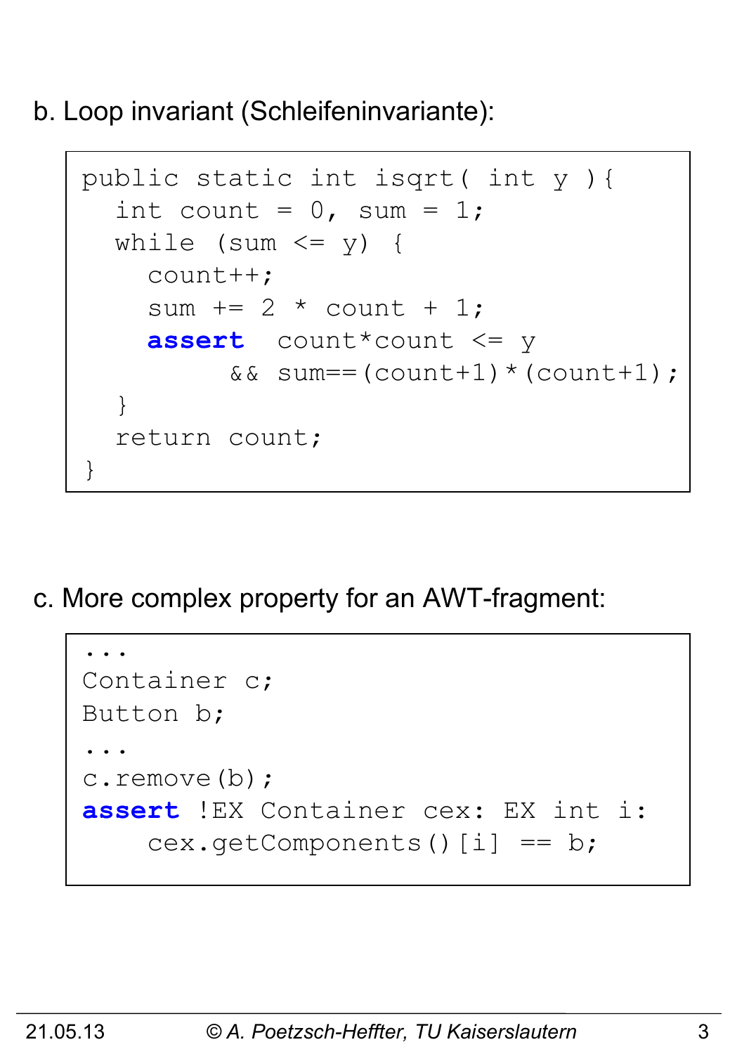b. Loop invariant (Schleifeninvariante):

```
public static int isqrt( int y ){
  int count = 0, sum = 1;
  while (sum <= y) {
    count++;
    sum += 2 * count + 1;
    assert  count*count <= y
         && sum==(count+1)*(count+1);
  }
  return count;
}
```

c. More complex property for an AWT-fragment:

```
...
Container c;
Button b;
...
c.remove(b);
assert !EX Container cex: EX int i:
    cex.getComponents()[i] == b;
```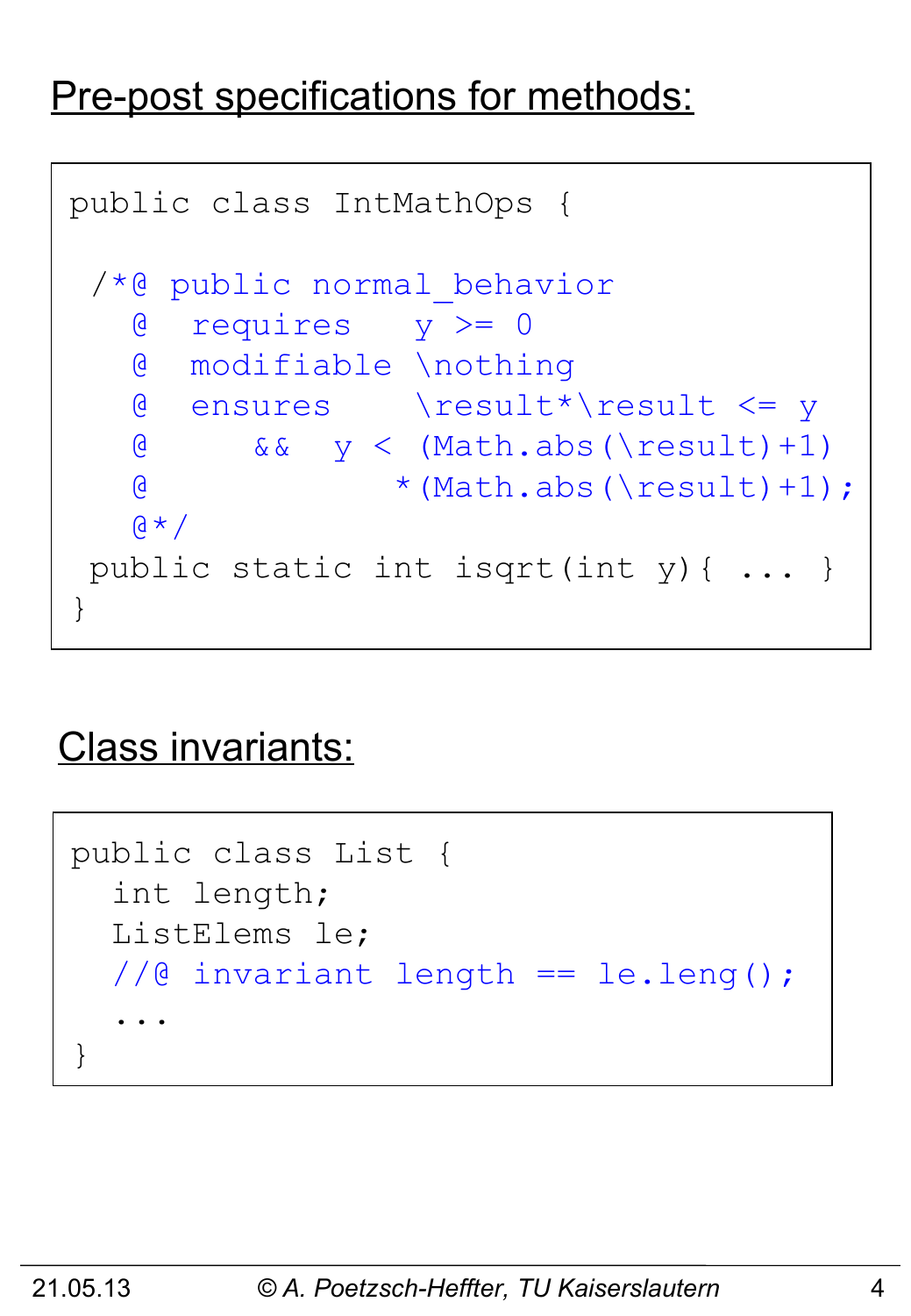## Pre-post specifications for methods:

```
public class IntMathOps {

 /*@ public normal_behavior
   @  requires    y >= 0
   @  modifiable \nothing
   @  ensures    \result*\result <= y
   @      &&  y < (Math.abs(\result)+1)
   @             *(Math.abs(\result)+1);
   @*/
 public static int isqrt(int y){ ... }
}
```

## Class invariants:

```
public class List {
  int length;
  ListElems le;
  //@ invariant length == le.leng();
  ...
}
```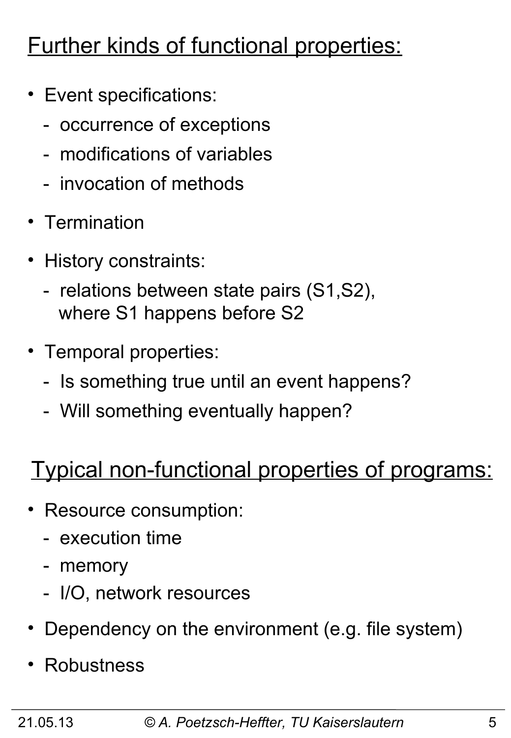## Further kinds of functional properties:

- Event specifications:
  - occurrence of exceptions
  - modifications of variables
  - invocation of methods
- Termination
- History constraints:
  - relations between state pairs (S1,S2), where S1 happens before S2
- Temporal properties:
  - Is something true until an event happens?
  - Will something eventually happen?

## Typical non-functional properties of programs:

- Resource consumption:
  - execution time
  - memory
  - I/O, network resources
- Dependency on the environment (e.g. file system)
- Robustness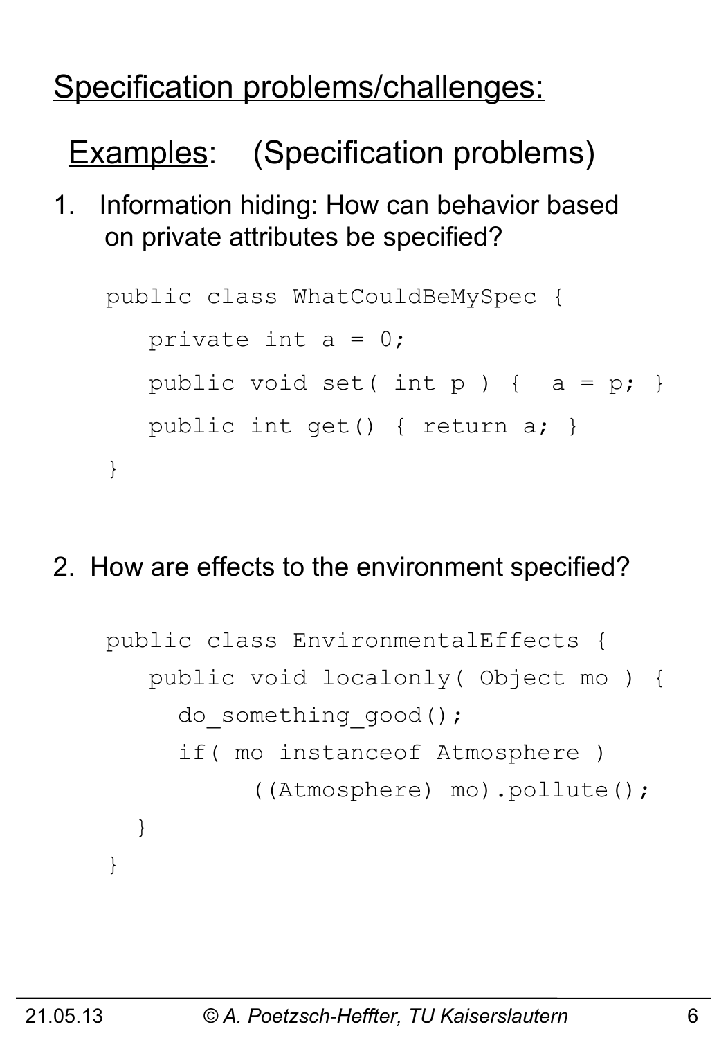# Specification problems/challenges:

## Examples: (Specification problems)

1. Information hiding: How can behavior based on private attributes be specified?

```
public class WhatCouldBeMySpec {
   private int a = 0;
   public void set( int p ) {  a = p; }
   public int get() { return a; }
}
```

2. How are effects to the environment specified?

```
public class EnvironmentalEffects {
   public void localonly( Object mo ) {
     do_something_good();
     if( mo instanceof Atmosphere )
          ((Atmosphere) mo).pollute();
  }
}
```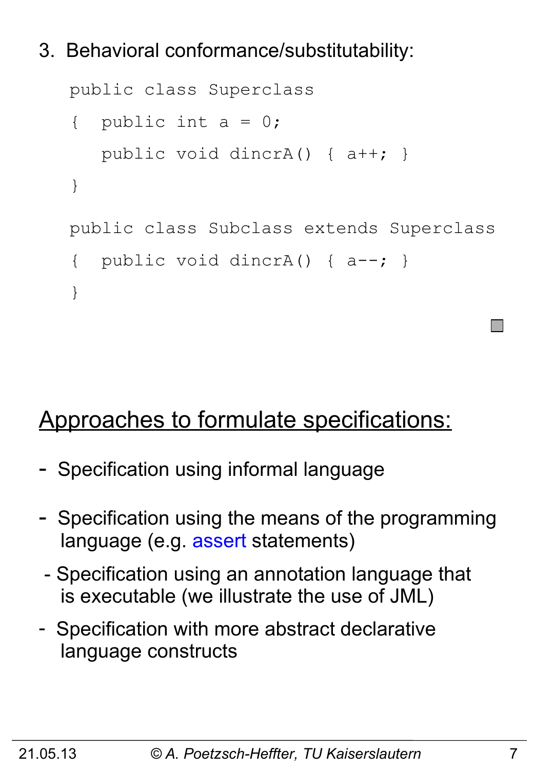3. Behavioral conformance/substitutability:

```
public class Superclass
{  public int a = 0;
   public void dincrA() { a++; }
}

public class Subclass extends Superclass
{  public void dincrA() { a--; }
}
```

## Approaches to formulate specifications:

- Specification using informal language
- Specification using the means of the programming language (e.g. assert statements)
- Specification using an annotation language that is executable (we illustrate the use of JML)
- Specification with more abstract declarative language constructs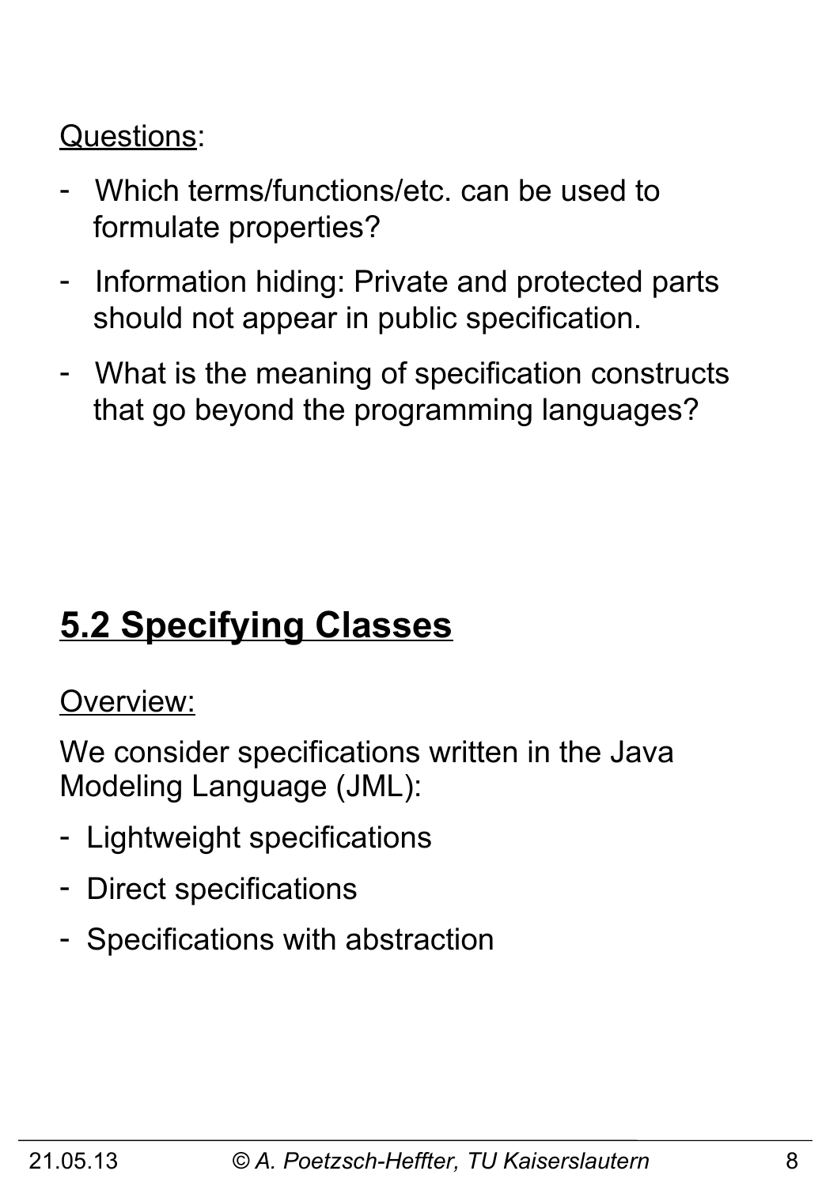Questions:

- Which terms/functions/etc. can be used to formulate properties?
- Information hiding: Private and protected parts should not appear in public specification.
- What is the meaning of specification constructs that go beyond the programming languages?

## 5.2 Specifying Classes

Overview:

We consider specifications written in the Java Modeling Language (JML):

- Lightweight specifications
- Direct specifications
- Specifications with abstraction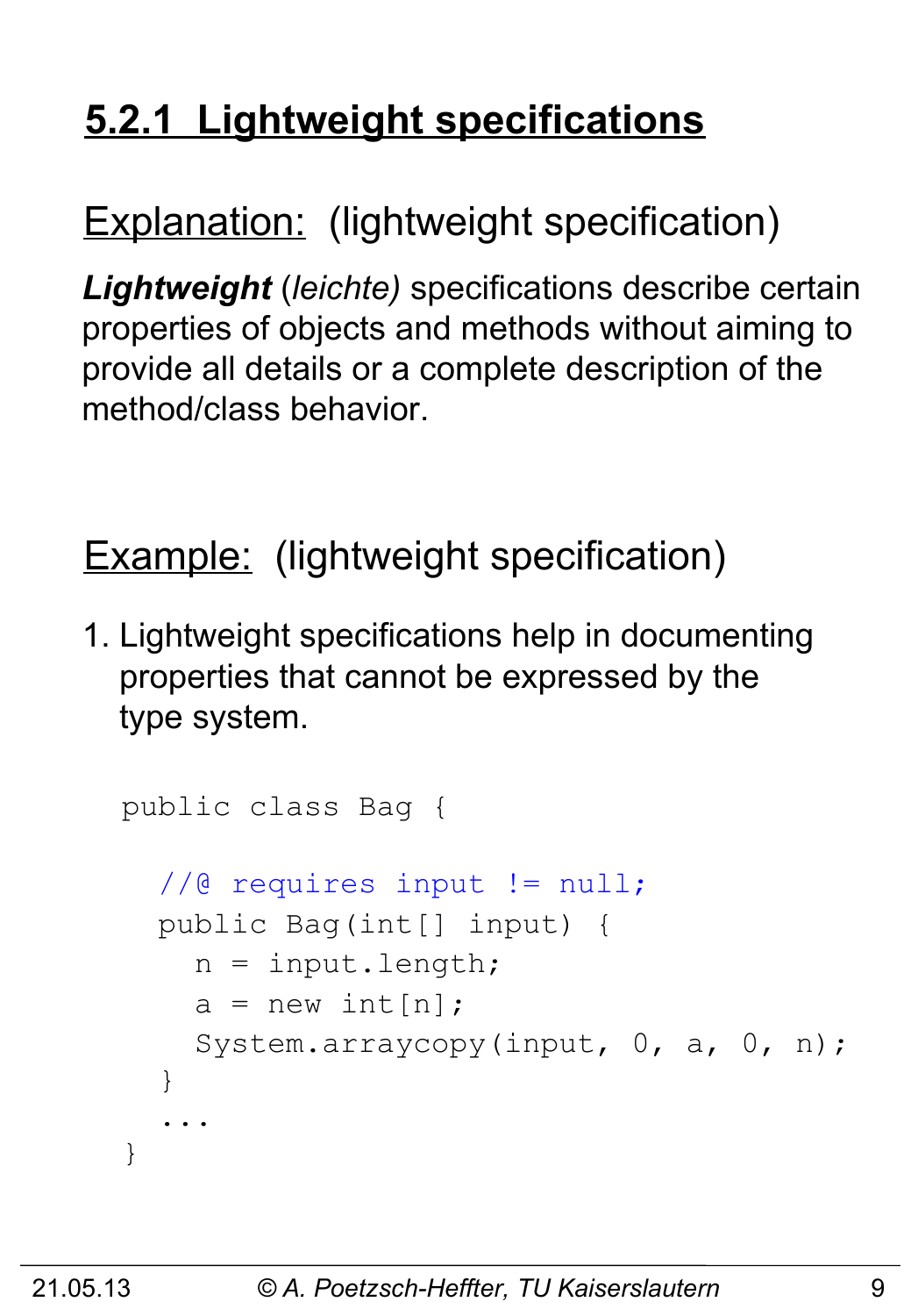# 5.2.1 Lightweight specifications

Explanation: (lightweight specification)

***Lightweight*** (*leichte)* specifications describe certain properties of objects and methods without aiming to provide all details or a complete description of the method/class behavior.

Example: (lightweight specification)

1. Lightweight specifications help in documenting properties that cannot be expressed by the type system.

```
public class Bag {

  //@ requires input != null;
  public Bag(int[] input) {
    n = input.length;
    a = new int[n];
    System.arraycopy(input, 0, a, 0, n);
  }
  ...
}
```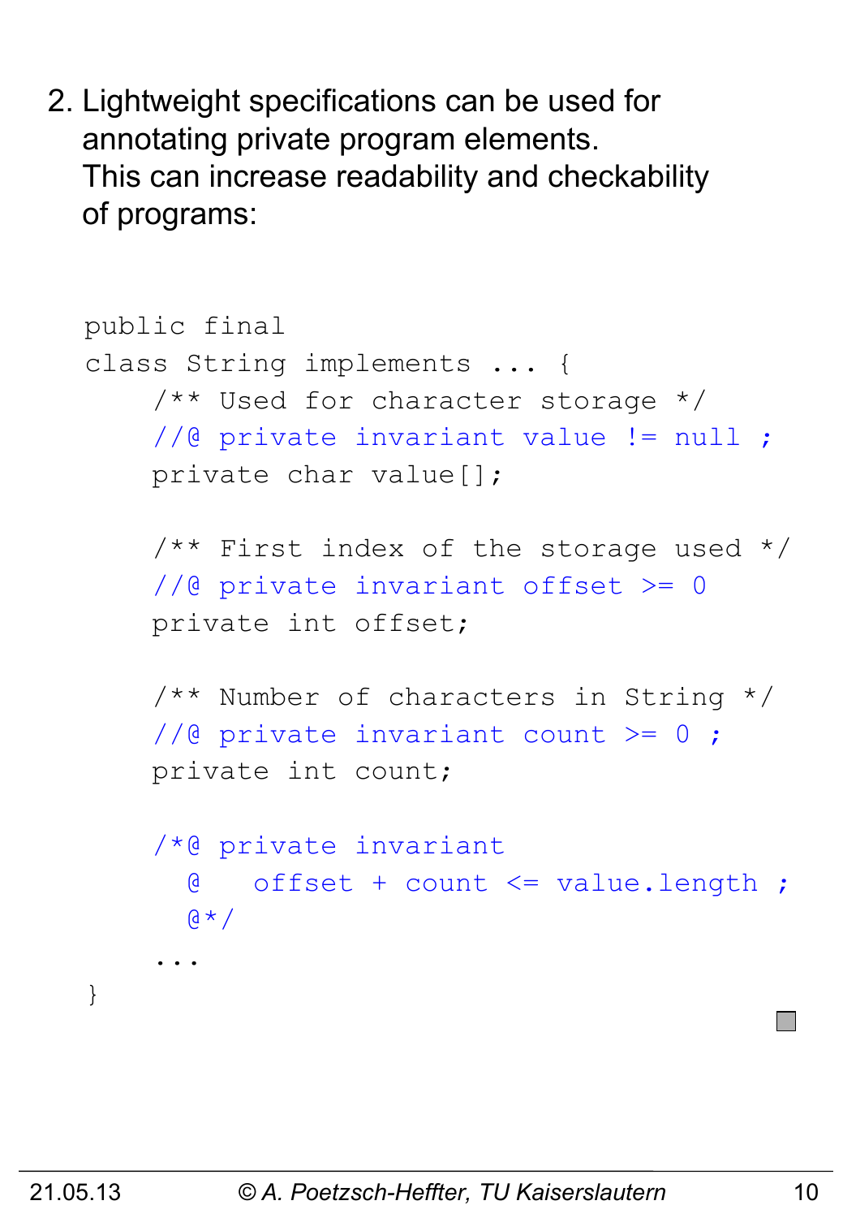2. Lightweight specifications can be used for annotating private program elements.
   This can increase readability and checkability of programs:

```
public final
class String implements ... {
    /** Used for character storage */
    //@ private invariant value != null ;
    private char value[];

    /** First index of the storage used */
    //@ private invariant offset >= 0
    private int offset;

    /** Number of characters in String */
    //@ private invariant count >= 0 ;
    private int count;

    /*@ private invariant
      @   offset + count <= value.length ;
      @*/
    ...
}
```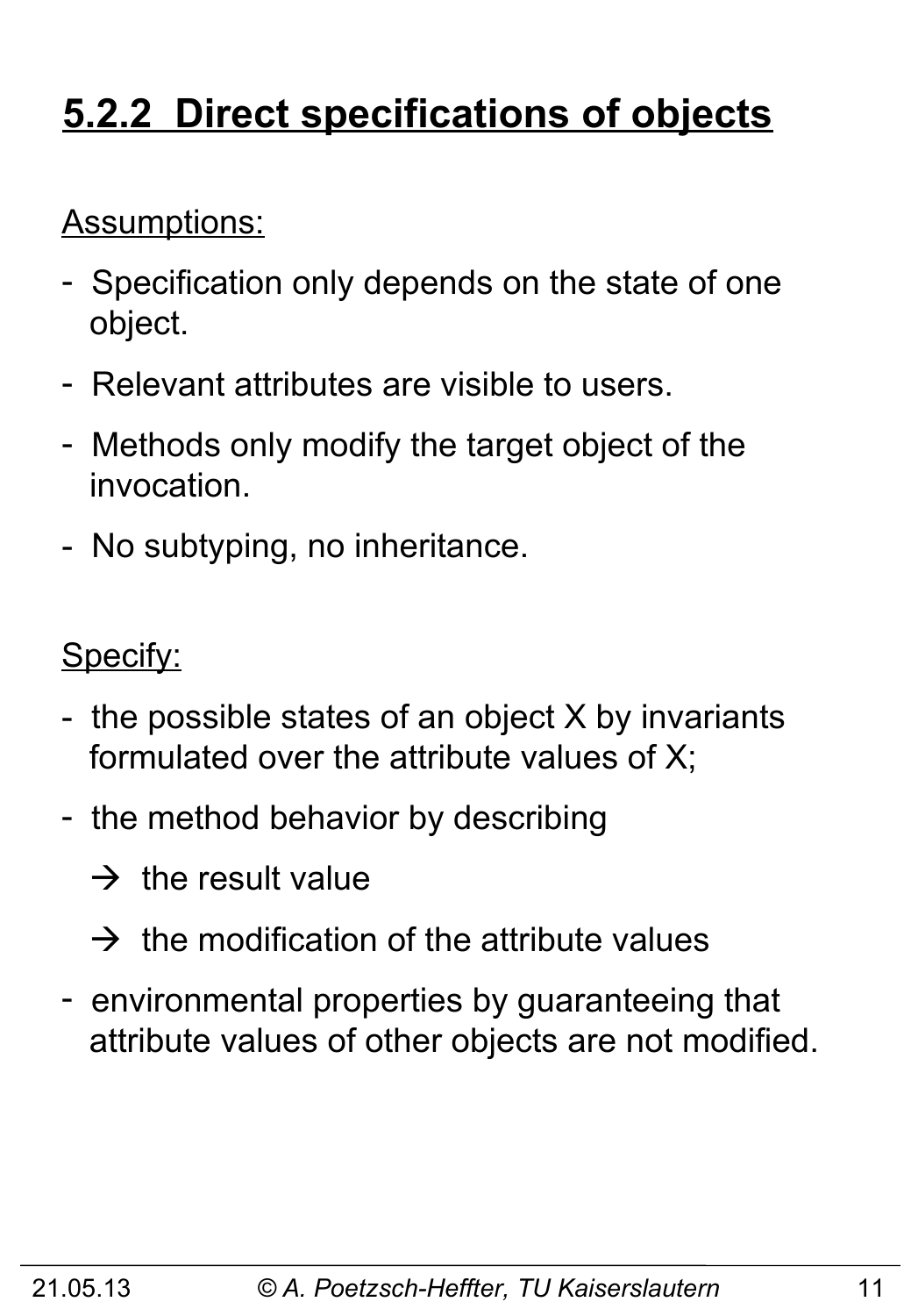## 5.2.2 Direct specifications of objects

Assumptions:

- Specification only depends on the state of one object.
- Relevant attributes are visible to users.
- Methods only modify the target object of the invocation.
- No subtyping, no inheritance.

Specify:

- the possible states of an object X by invariants formulated over the attribute values of X;
- the method behavior by describing
  - → the result value
  - → the modification of the attribute values
- environmental properties by guaranteeing that attribute values of other objects are not modified.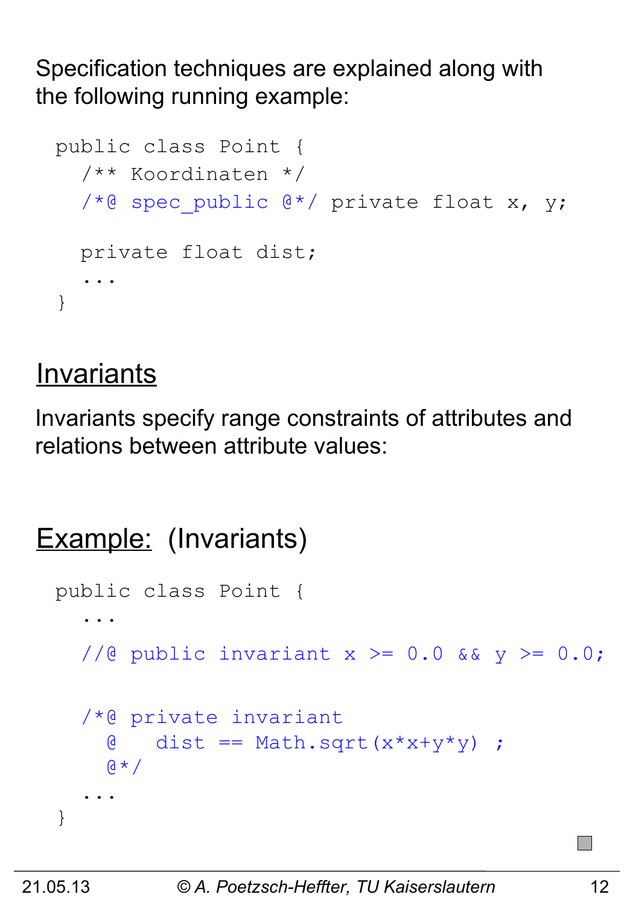Specification techniques are explained along with the following running example:

```
public class Point {
  /** Koordinaten */
  /*@ spec_public @*/ private float x, y;

  private float dist;
  ...
}
```

## Invariants

Invariants specify range constraints of attributes and relations between attribute values:

## Example: (Invariants)

```
public class Point {
  ...
  //@ public invariant x >= 0.0 && y >= 0.0;

  /*@ private invariant
    @   dist == Math.sqrt(x*x+y*y) ;
    @*/
  ...
}
```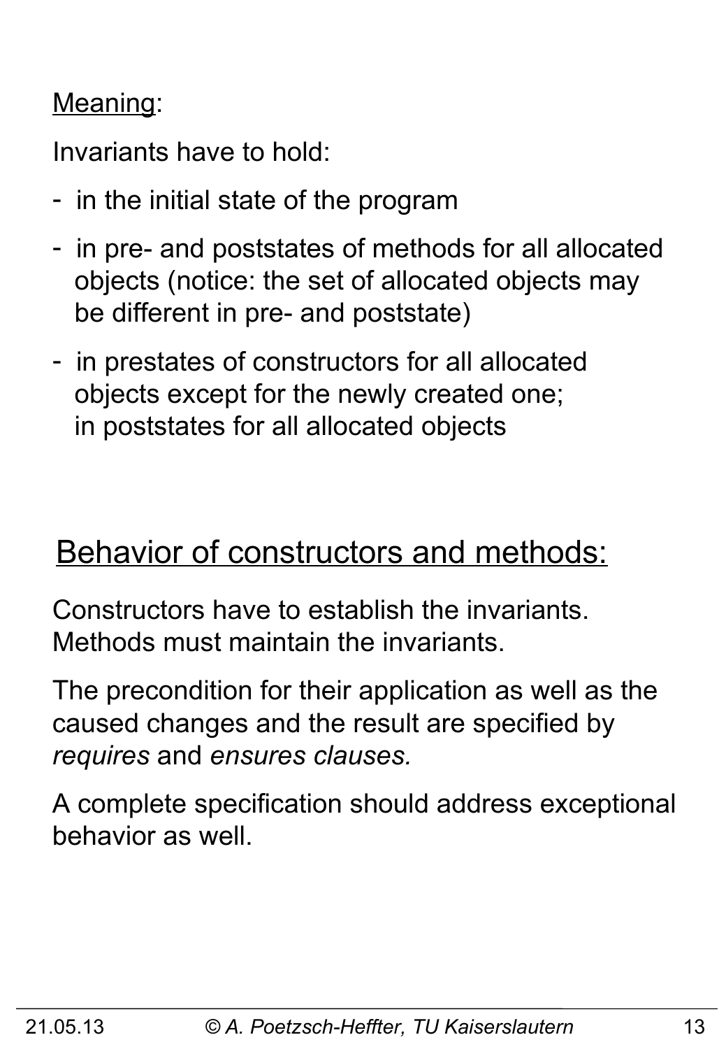<u>Meaning</u>:

Invariants have to hold:

- in the initial state of the program
- in pre- and poststates of methods for all allocated objects (notice: the set of allocated objects may be different in pre- and poststate)
- in prestates of constructors for all allocated objects except for the newly created one; in poststates for all allocated objects

## <u>Behavior of constructors and methods:</u>

Constructors have to establish the invariants. Methods must maintain the invariants.

The precondition for their application as well as the caused changes and the result are specified by *requires* and *ensures clauses.*

A complete specification should address exceptional behavior as well.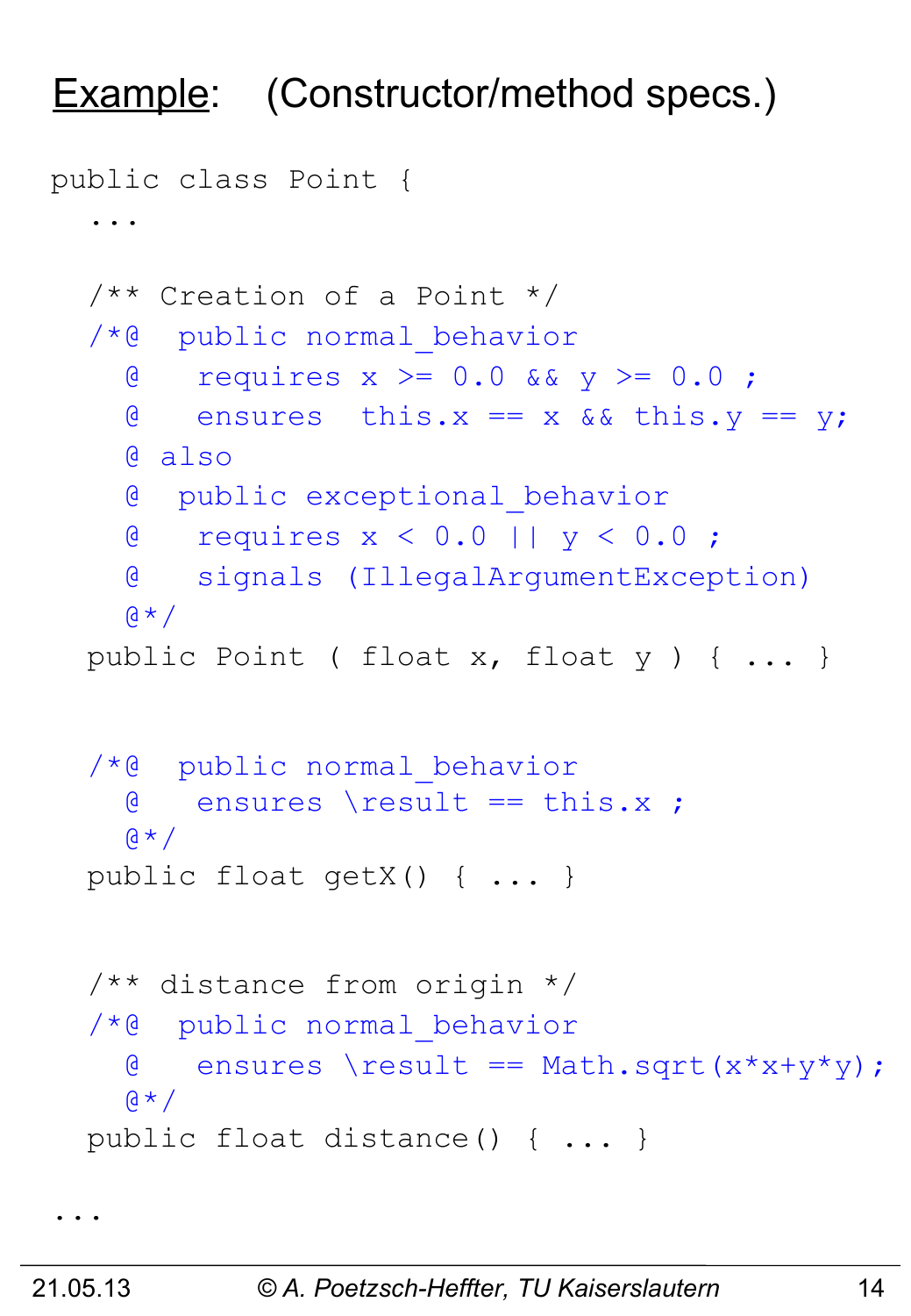# Example: (Constructor/method specs.)

```
public class Point {
  ...

  /** Creation of a Point */
  /*@  public normal_behavior
    @   requires x >= 0.0 && y >= 0.0 ;
    @   ensures  this.x == x && this.y == y;
    @ also
    @  public exceptional_behavior
    @   requires x < 0.0 || y < 0.0 ;
    @   signals (IllegalArgumentException)
    @*/
  public Point ( float x, float y ) { ... }


  /*@  public normal_behavior
    @   ensures \result == this.x ;
    @*/
  public float getX() { ... }


  /** distance from origin */
  /*@  public normal_behavior
    @   ensures \result == Math.sqrt(x*x+y*y);
    @*/
  public float distance() { ... }

...
```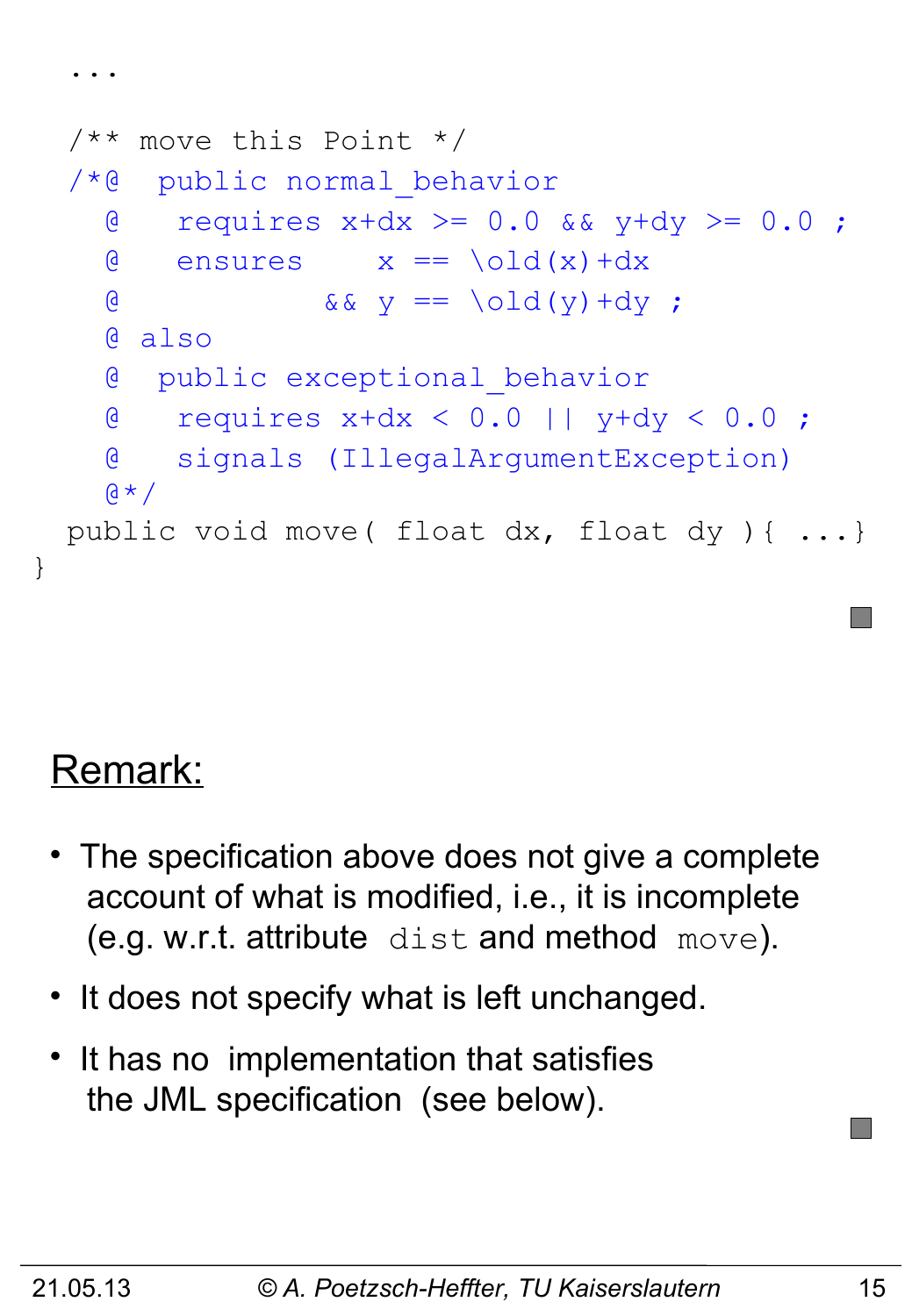```
  ...

  /** move this Point */
  /*@  public normal_behavior
    @   requires x+dx >= 0.0 && y+dy >= 0.0 ;
    @   ensures     x == \old(x)+dx
    @            && y == \old(y)+dy ;
    @ also
    @  public exceptional_behavior
    @   requires x+dx < 0.0 || y+dy < 0.0 ;
    @   signals (IllegalArgumentException)
    @*/
  public void move( float dx, float dy ){ ...}
}
```

## Remark:

- The specification above does not give a complete account of what is modified, i.e., it is incomplete (e.g. w.r.t. attribute `dist` and method `move`).
- It does not specify what is left unchanged.
- It has no implementation that satisfies the JML specification (see below).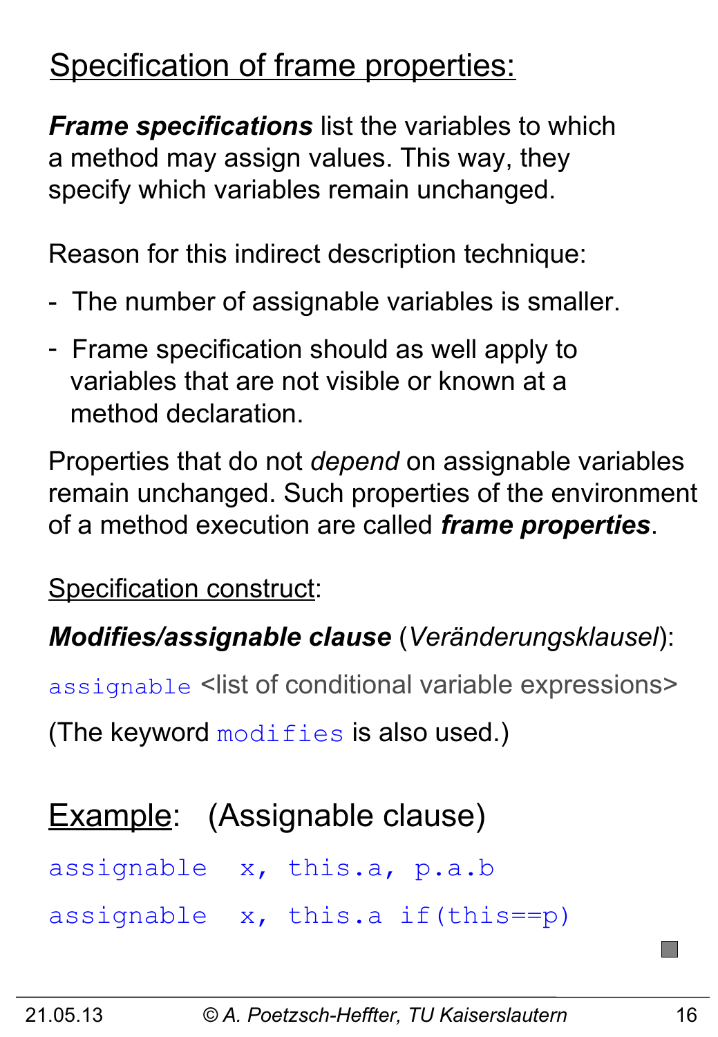## Specification of frame properties:

***Frame specifications*** list the variables to which a method may assign values. This way, they specify which variables remain unchanged.

Reason for this indirect description technique:

- The number of assignable variables is smaller.
- Frame specification should as well apply to variables that are not visible or known at a method declaration.

Properties that do not *depend* on assignable variables remain unchanged. Such properties of the environment of a method execution are called ***frame properties***.

Specification construct:

***Modifies/assignable clause*** (*Veränderungsklausel*):

`assignable` <list of conditional variable expressions>

(The keyword `modifies` is also used.)

## Example: (Assignable clause)

```
assignable  x, this.a, p.a.b
assignable  x, this.a if(this==p)
```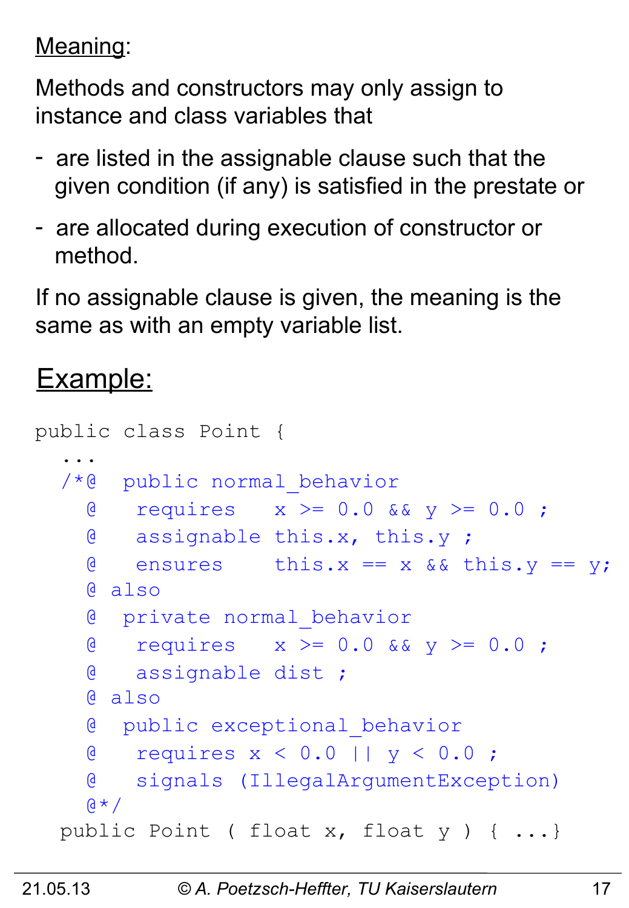<u>Meaning</u>:

Methods and constructors may only assign to instance and class variables that

- are listed in the assignable clause such that the given condition (if any) is satisfied in the prestate or
- are allocated during execution of constructor or method.

If no assignable clause is given, the meaning is the same as with an empty variable list.

## Example:

```
public class Point {
  ...
  /*@  public normal_behavior
    @   requires   x >= 0.0 && y >= 0.0 ;
    @   assignable this.x, this.y ;
    @   ensures    this.x == x && this.y == y;
    @ also
    @  private normal_behavior
    @   requires   x >= 0.0 && y >= 0.0 ;
    @   assignable dist ;
    @ also
    @  public exceptional_behavior
    @   requires x < 0.0 || y < 0.0 ;
    @   signals (IllegalArgumentException)
    @*/
  public Point ( float x, float y ) { ...}
```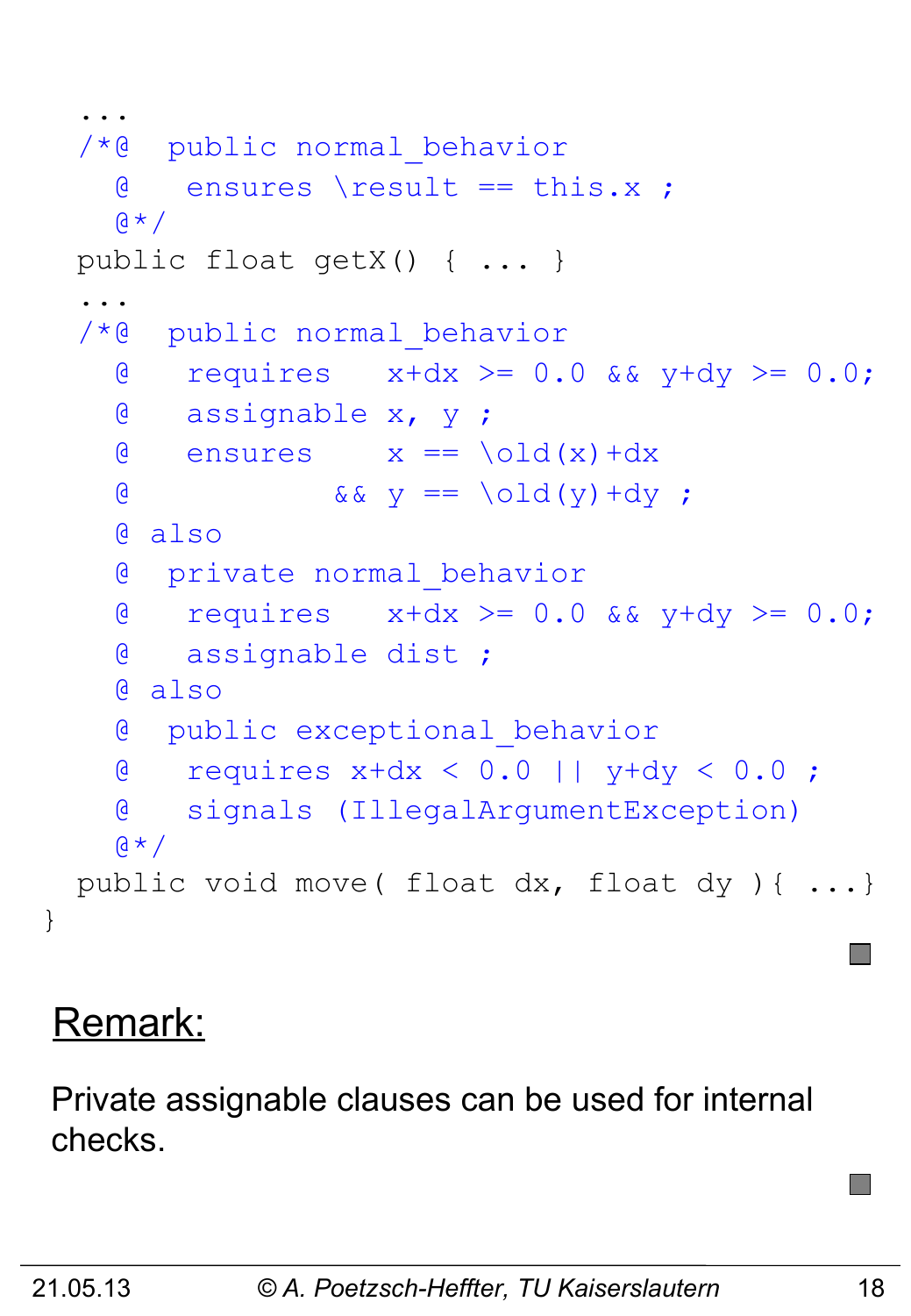```
  ...
  /*@  public normal_behavior
    @   ensures \result == this.x ;
    @*/
  public float getX() { ... }
  ...
  /*@  public normal_behavior
    @   requires   x+dx >= 0.0 && y+dy >= 0.0;
    @   assignable x, y ;
    @   ensures    x == \old(x)+dx
    @           && y == \old(y)+dy ;
    @ also
    @  private normal_behavior
    @   requires   x+dx >= 0.0 && y+dy >= 0.0;
    @   assignable dist ;
    @ also
    @  public exceptional_behavior
    @   requires x+dx < 0.0 || y+dy < 0.0 ;
    @   signals (IllegalArgumentException)
    @*/
  public void move( float dx, float dy ){ ...}
}
```

## Remark:

Private assignable clauses can be used for internal checks.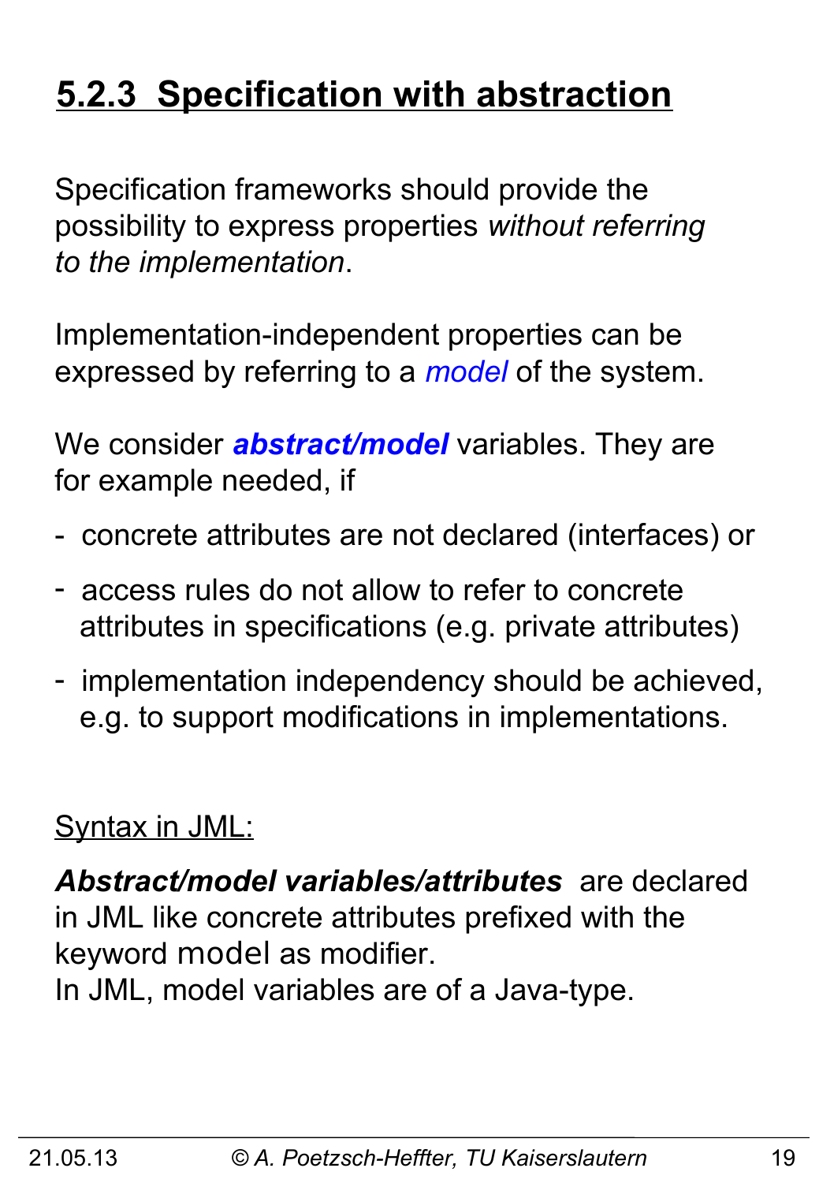# 5.2.3 Specification with abstraction

Specification frameworks should provide the possibility to express properties *without referring to the implementation*.

Implementation-independent properties can be expressed by referring to a *model* of the system.

We consider ***abstract/model*** variables. They are for example needed, if

- concrete attributes are not declared (interfaces) or
- access rules do not allow to refer to concrete attributes in specifications (e.g. private attributes)
- implementation independency should be achieved, e.g. to support modifications in implementations.

Syntax in JML:

***Abstract/model variables/attributes*** are declared in JML like concrete attributes prefixed with the keyword `model` as modifier.
In JML, model variables are of a Java-type.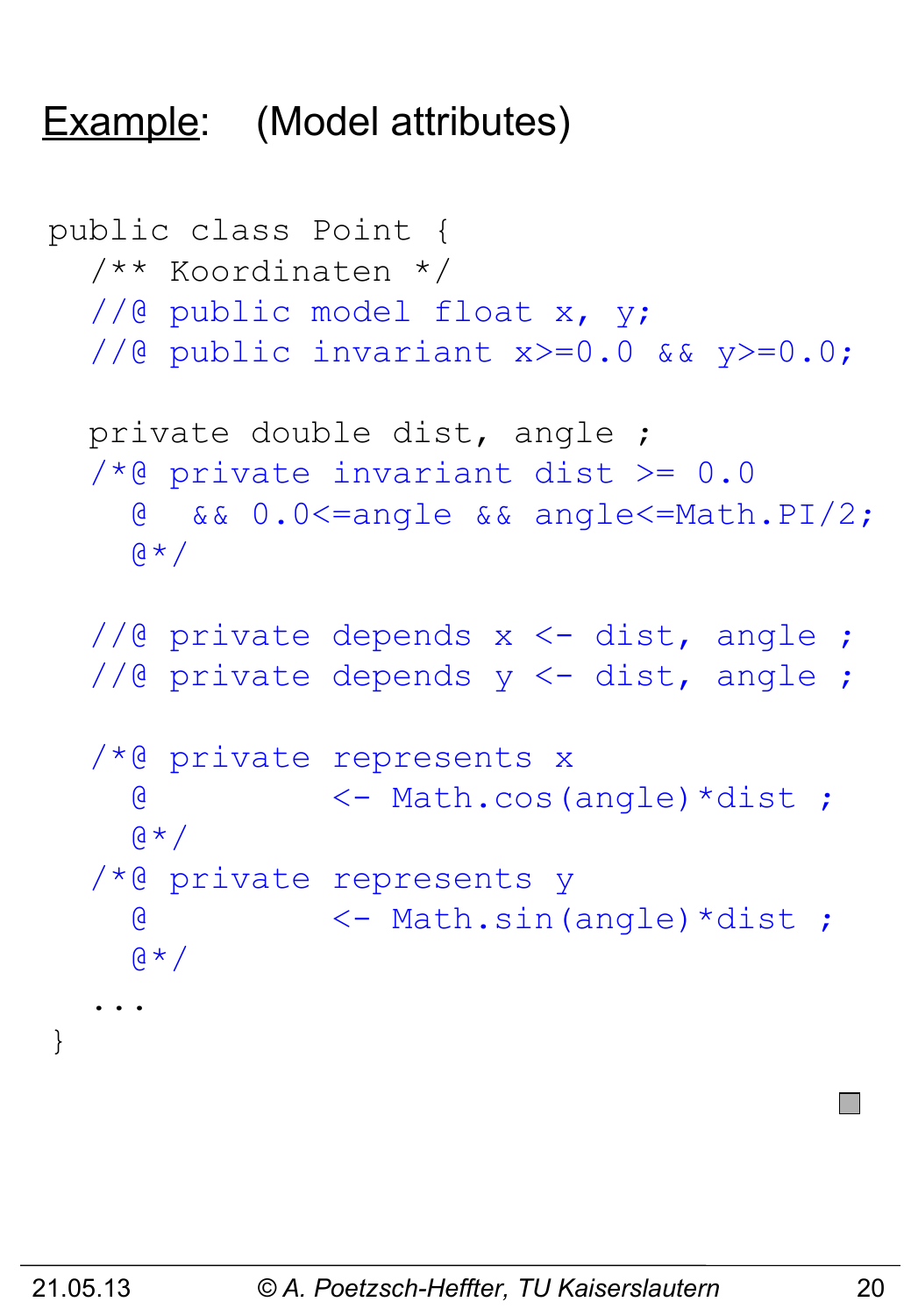# Example: (Model attributes)

```
public class Point {
  /** Koordinaten */
  //@ public model float x, y;
  //@ public invariant x>=0.0 && y>=0.0;

  private double dist, angle ;
  /*@ private invariant dist >= 0.0
    @  && 0.0<=angle && angle<=Math.PI/2;
    @*/

  //@ private depends x <- dist, angle ;
  //@ private depends y <- dist, angle ;

  /*@ private represents x
    @         <- Math.cos(angle)*dist ;
    @*/
  /*@ private represents y
    @         <- Math.sin(angle)*dist ;
    @*/
  ...
}
```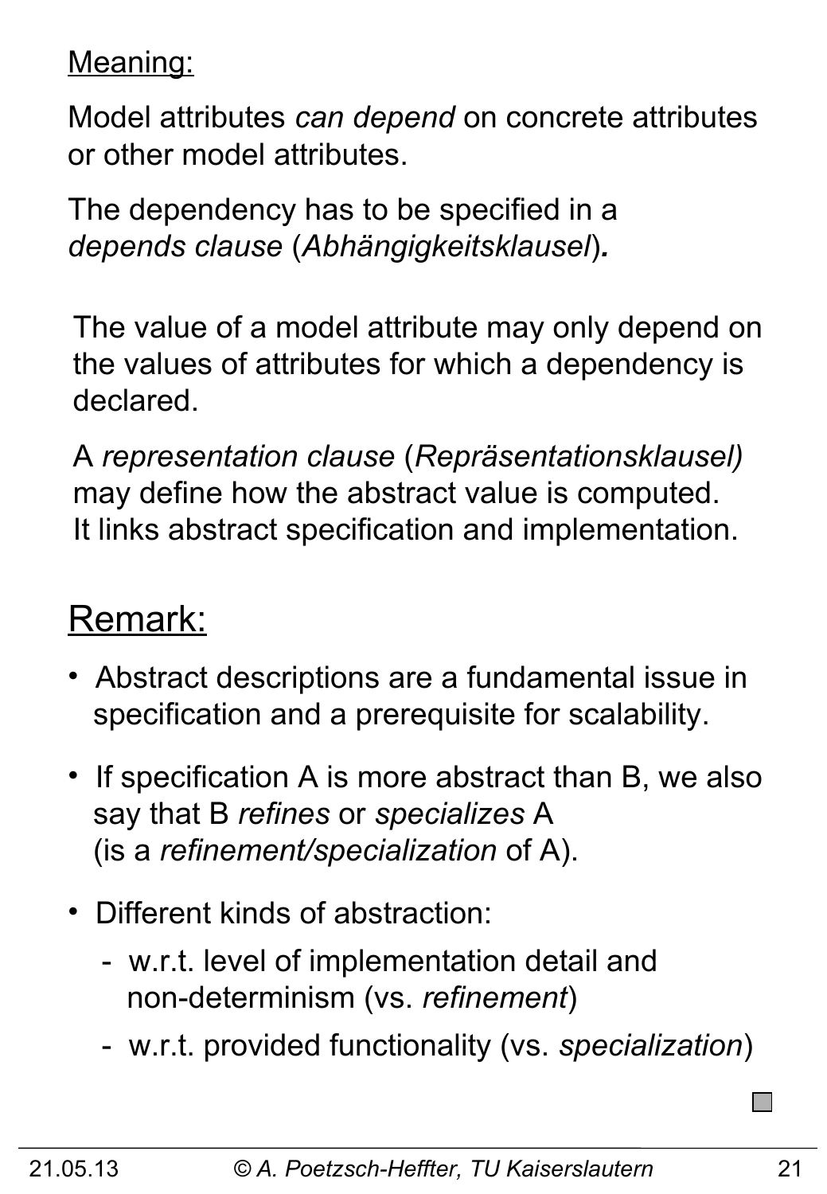Meaning:

Model attributes *can depend* on concrete attributes or other model attributes.

The dependency has to be specified in a *depends clause* (*Abhängigkeitsklausel*).

The value of a model attribute may only depend on the values of attributes for which a dependency is declared.

A *representation clause* (*Repräsentationsklausel)* may define how the abstract value is computed. It links abstract specification and implementation.

## Remark:

- Abstract descriptions are a fundamental issue in specification and a prerequisite for scalability.
- If specification A is more abstract than B, we also say that B *refines* or *specializes* A (is a *refinement/specialization* of A).
- Different kinds of abstraction:
  - w.r.t. level of implementation detail and non-determinism (vs. *refinement*)
  - w.r.t. provided functionality (vs. *specialization*)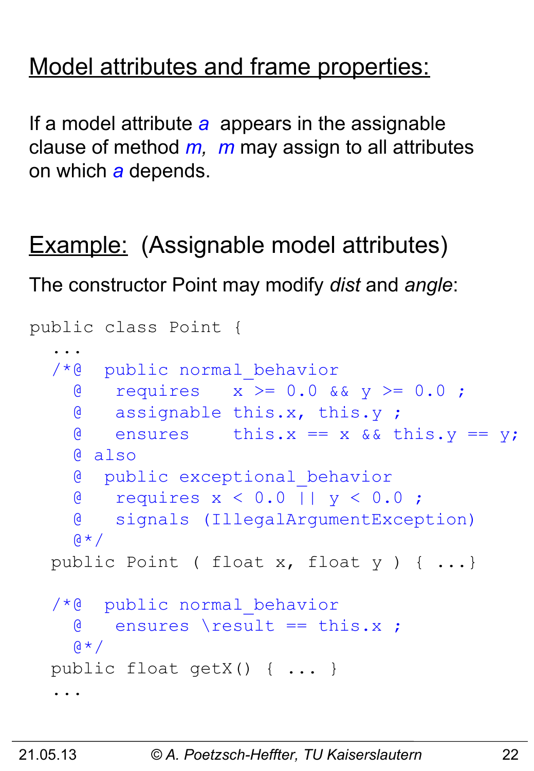## Model attributes and frame properties:

If a model attribute *a* appears in the assignable clause of method *m*, *m* may assign to all attributes on which *a* depends.

## Example: (Assignable model attributes)

The constructor Point may modify *dist* and *angle*:

```
public class Point {
  ...
  /*@  public normal_behavior
    @   requires   x >= 0.0 && y >= 0.0 ;
    @   assignable this.x, this.y ;
    @   ensures    this.x == x && this.y == y;
    @ also
    @  public exceptional_behavior
    @   requires x < 0.0 || y < 0.0 ;
    @   signals (IllegalArgumentException)
    @*/
  public Point ( float x, float y ) { ...}

  /*@  public normal_behavior
    @   ensures \result == this.x ;
    @*/
  public float getX() { ... }
  ...
```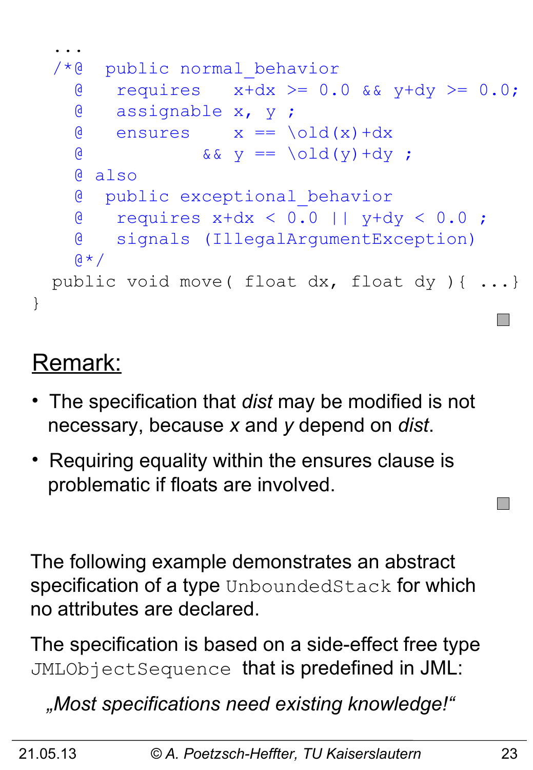```
  ...
  /*@  public normal_behavior
    @   requires   x+dx >= 0.0 && y+dy >= 0.0;
    @   assignable x, y ;
    @   ensures    x == \old(x)+dx
    @           && y == \old(y)+dy ;
    @ also
    @  public exceptional_behavior
    @   requires x+dx < 0.0 || y+dy < 0.0 ;
    @   signals (IllegalArgumentException)
    @*/
  public void move( float dx, float dy ){ ...}
}
```

## Remark:

- The specification that *dist* may be modified is not necessary, because *x* and *y* depend on *dist*.
- Requiring equality within the ensures clause is problematic if floats are involved.

The following example demonstrates an abstract specification of a type `UnboundedStack` for which no attributes are declared.

The specification is based on a side-effect free type `JMLObjectSequence` that is predefined in JML:

„*Most specifications need existing knowledge!*“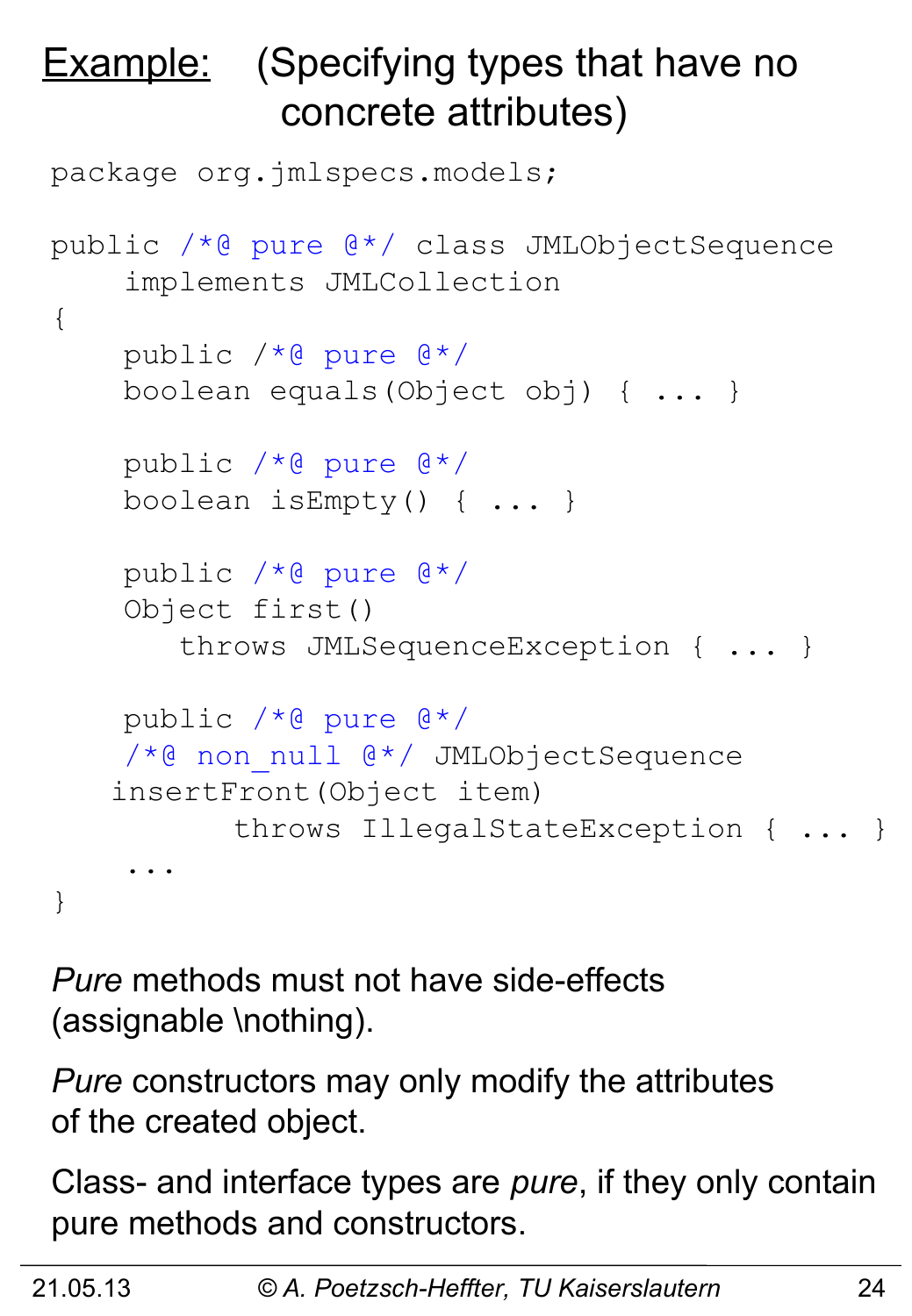## Example: (Specifying types that have no concrete attributes)

```
package org.jmlspecs.models;

public /*@ pure @*/ class JMLObjectSequence
    implements JMLCollection
{
    public /*@ pure @*/
    boolean equals(Object obj) { ... }

    public /*@ pure @*/
    boolean isEmpty() { ... }

    public /*@ pure @*/
    Object first()
       throws JMLSequenceException { ... }

    public /*@ pure @*/
    /*@ non_null @*/ JMLObjectSequence
   insertFront(Object item)
          throws IllegalStateException { ... }
    ...
}
```

*Pure* methods must not have side-effects (assignable \nothing).

*Pure* constructors may only modify the attributes of the created object.

Class- and interface types are *pure*, if they only contain pure methods and constructors.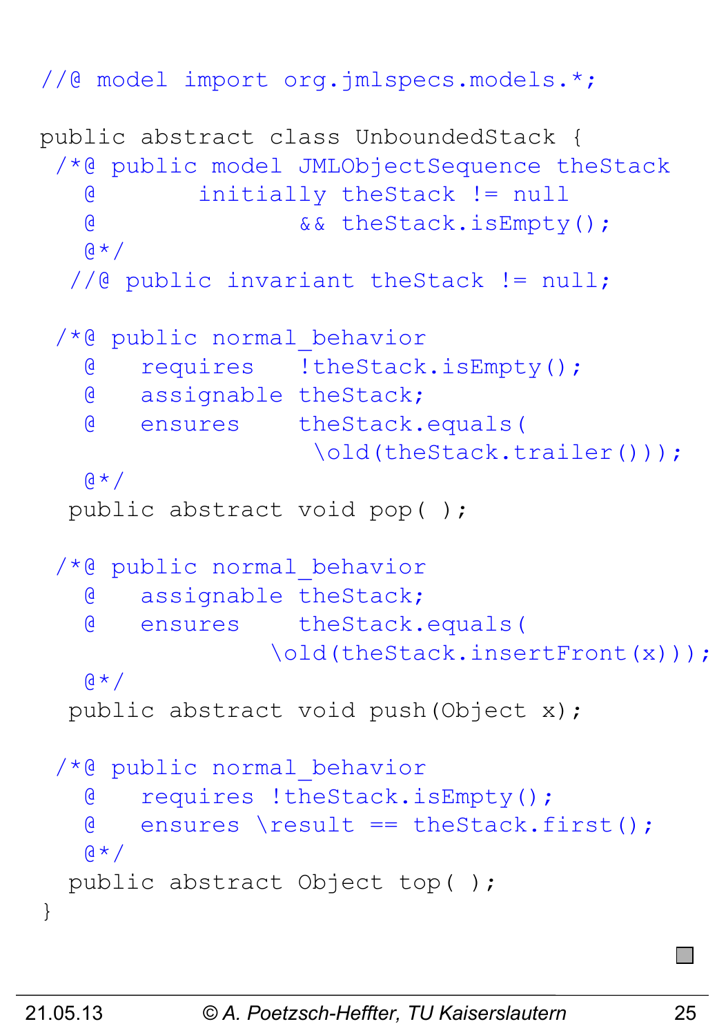```java
//@ model import org.jmlspecs.models.*;

public abstract class UnboundedStack {
 /*@ public model JMLObjectSequence theStack
   @       initially theStack != null
   @              && theStack.isEmpty();
   @*/
  //@ public invariant theStack != null;

 /*@ public normal_behavior
   @   requires   !theStack.isEmpty();
   @   assignable theStack;
   @   ensures    theStack.equals(
                   \old(theStack.trailer()));
   @*/
  public abstract void pop( );

 /*@ public normal_behavior
   @   assignable theStack;
   @   ensures    theStack.equals(
                \old(theStack.insertFront(x)));
   @*/
  public abstract void push(Object x);

 /*@ public normal_behavior
   @   requires !theStack.isEmpty();
   @   ensures \result == theStack.first();
   @*/
  public abstract Object top( );
}
```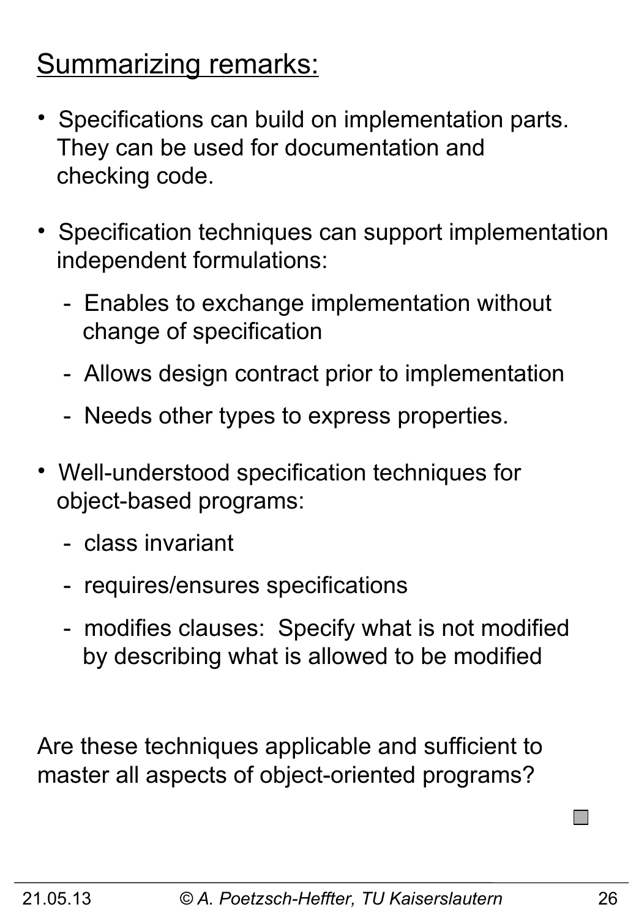## Summarizing remarks:

- Specifications can build on implementation parts. They can be used for documentation and checking code.

- Specification techniques can support implementation independent formulations:
  - Enables to exchange implementation without change of specification
  - Allows design contract prior to implementation
  - Needs other types to express properties.

- Well-understood specification techniques for object-based programs:
  - class invariant
  - requires/ensures specifications
  - modifies clauses: Specify what is not modified by describing what is allowed to be modified

Are these techniques applicable and sufficient to master all aspects of object-oriented programs?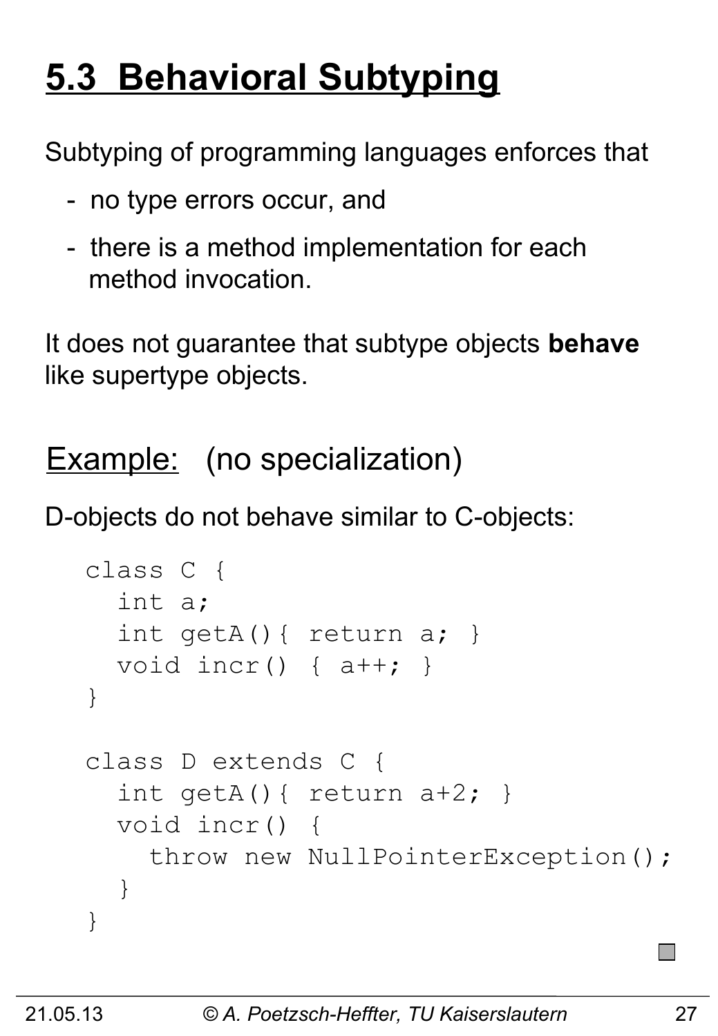# 5.3 Behavioral Subtyping

Subtyping of programming languages enforces that

- no type errors occur, and
- there is a method implementation for each method invocation.

It does not guarantee that subtype objects **behave** like supertype objects.

## Example: (no specialization)

D-objects do not behave similar to C-objects:

```
class C {
  int a;
  int getA(){ return a; }
  void incr() { a++; }
}

class D extends C {
  int getA(){ return a+2; }
  void incr() {
    throw new NullPointerException();
  }
}
```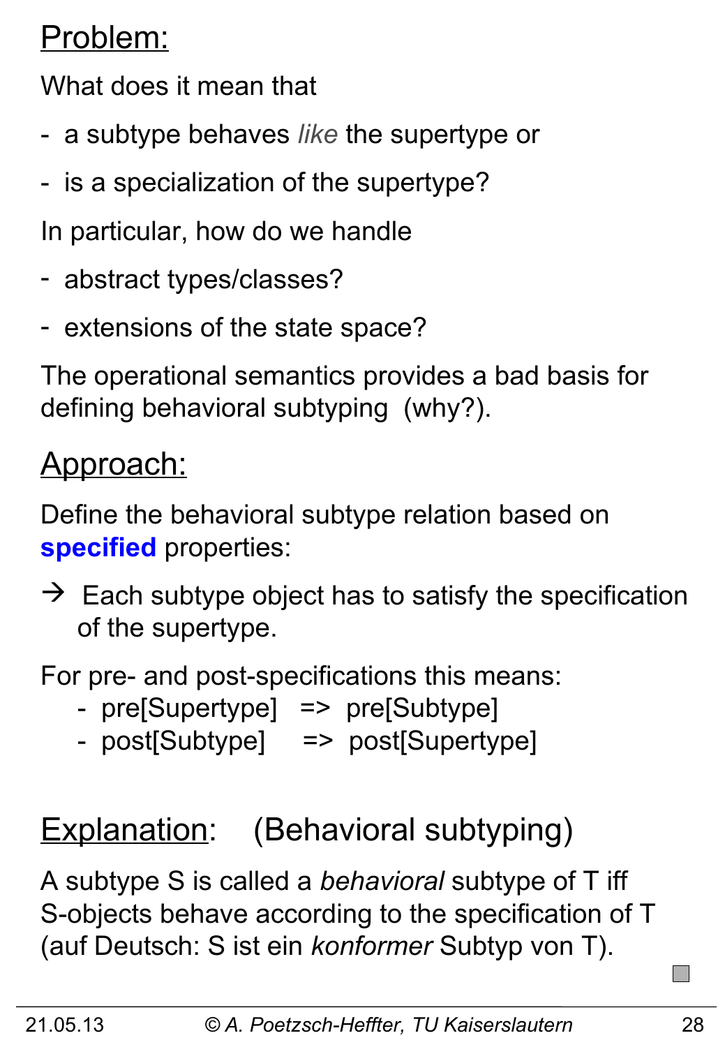## Problem:

What does it mean that

- a subtype behaves *like* the supertype or
- is a specialization of the supertype?

In particular, how do we handle

- abstract types/classes?
- extensions of the state space?

The operational semantics provides a bad basis for defining behavioral subtyping (why?).

## Approach:

Define the behavioral subtype relation based on **specified** properties:

→ Each subtype object has to satisfy the specification of the supertype.

For pre- and post-specifications this means:

- pre[Supertype] => pre[Subtype]
- post[Subtype] => post[Supertype]

## Explanation: (Behavioral subtyping)

A subtype S is called a *behavioral* subtype of T iff S-objects behave according to the specification of T (auf Deutsch: S ist ein *konformer* Subtyp von T).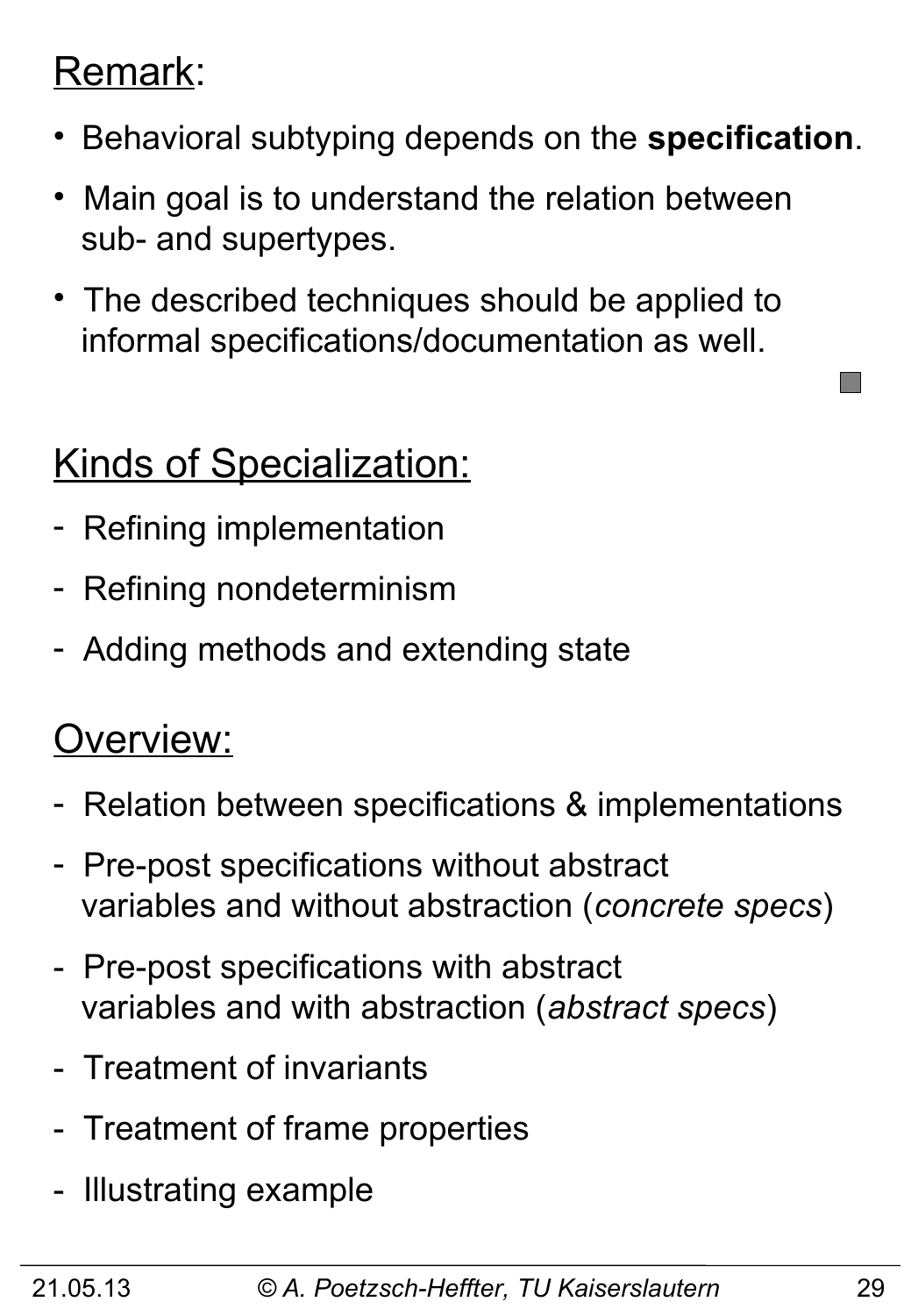## Remark:

- Behavioral subtyping depends on the **specification**.
- Main goal is to understand the relation between sub- and supertypes.
- The described techniques should be applied to informal specifications/documentation as well.

## Kinds of Specialization:

- Refining implementation
- Refining nondeterminism
- Adding methods and extending state

## Overview:

- Relation between specifications & implementations
- Pre-post specifications without abstract variables and without abstraction (*concrete specs*)
- Pre-post specifications with abstract variables and with abstraction (*abstract specs*)
- Treatment of invariants
- Treatment of frame properties
- Illustrating example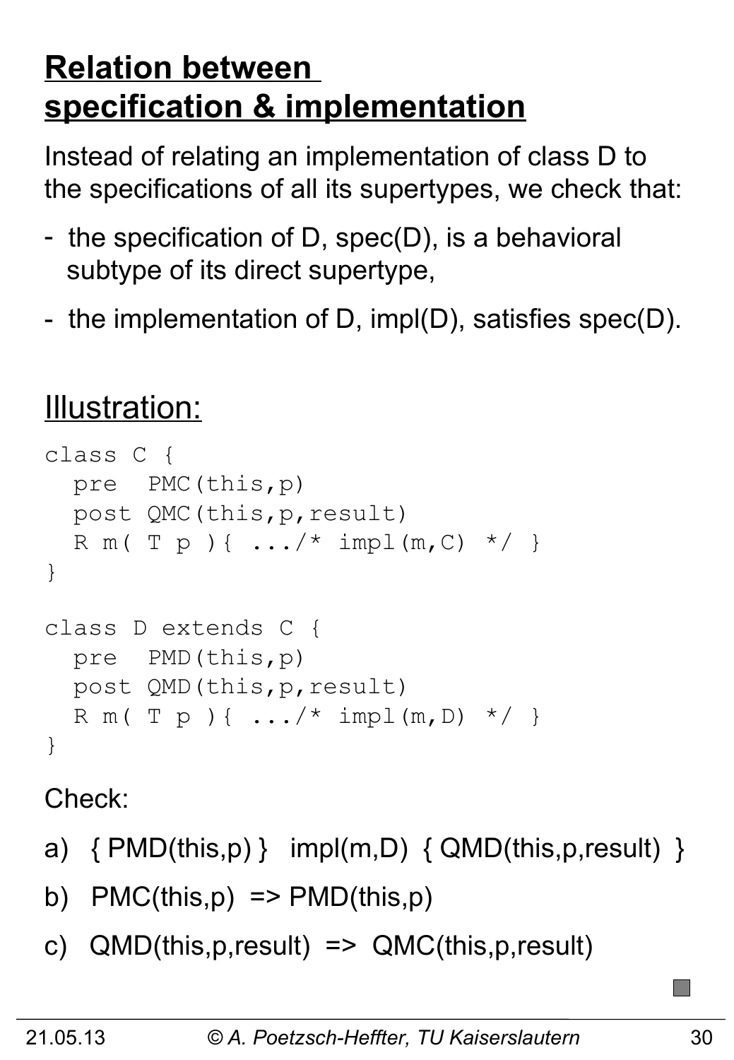# Relation between specification & implementation

Instead of relating an implementation of class D to the specifications of all its supertypes, we check that:

- the specification of D, spec(D), is a behavioral subtype of its direct supertype,
- the implementation of D, impl(D), satisfies spec(D).

## Illustration:

```
class C {
  pre  PMC(this,p)
  post QMC(this,p,result)
  R m( T p ){ .../* impl(m,C) */ }
}

class D extends C {
  pre  PMD(this,p)
  post QMD(this,p,result)
  R m( T p ){ .../* impl(m,D) */ }
}
```

Check:

a) { PMD(this,p) }   impl(m,D)  { QMD(this,p,result) }

b) PMC(this,p) => PMD(this,p)

c) QMD(this,p,result) => QMC(this,p,result)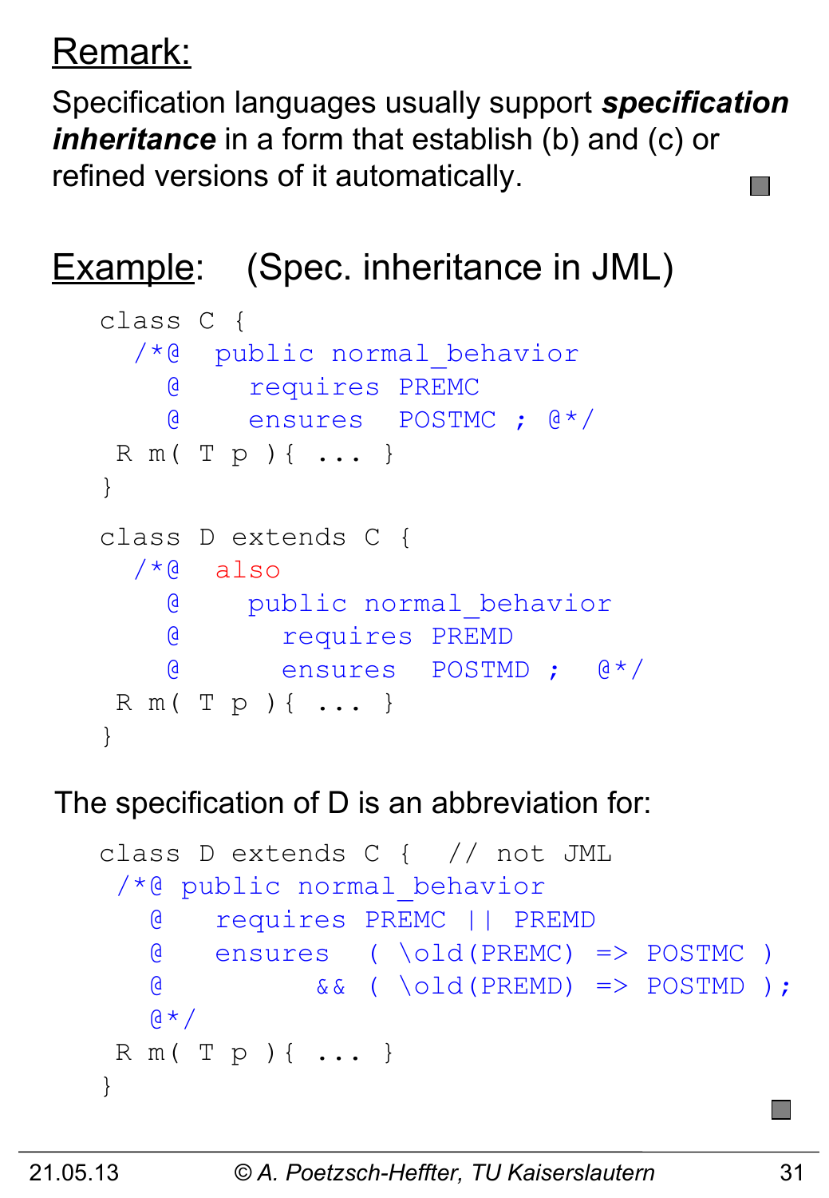## Remark:

Specification languages usually support ***specification inheritance*** in a form that establish (b) and (c) or refined versions of it automatically.

## Example: (Spec. inheritance in JML)

```
class C {
  /*@  public normal_behavior
    @    requires PREMC
    @    ensures  POSTMC ; @*/
 R m( T p ){ ... }
}

class D extends C {
  /*@  also
    @    public normal_behavior
    @      requires PREMD
    @      ensures  POSTMD ;  @*/
 R m( T p ){ ... }
}
```

The specification of D is an abbreviation for:

```
class D extends C {  // not JML
 /*@ public normal_behavior
   @   requires PREMC || PREMD
   @   ensures  ( \old(PREMC) => POSTMC )
   @         && ( \old(PREMD) => POSTMD );
   @*/
 R m( T p ){ ... }
}
```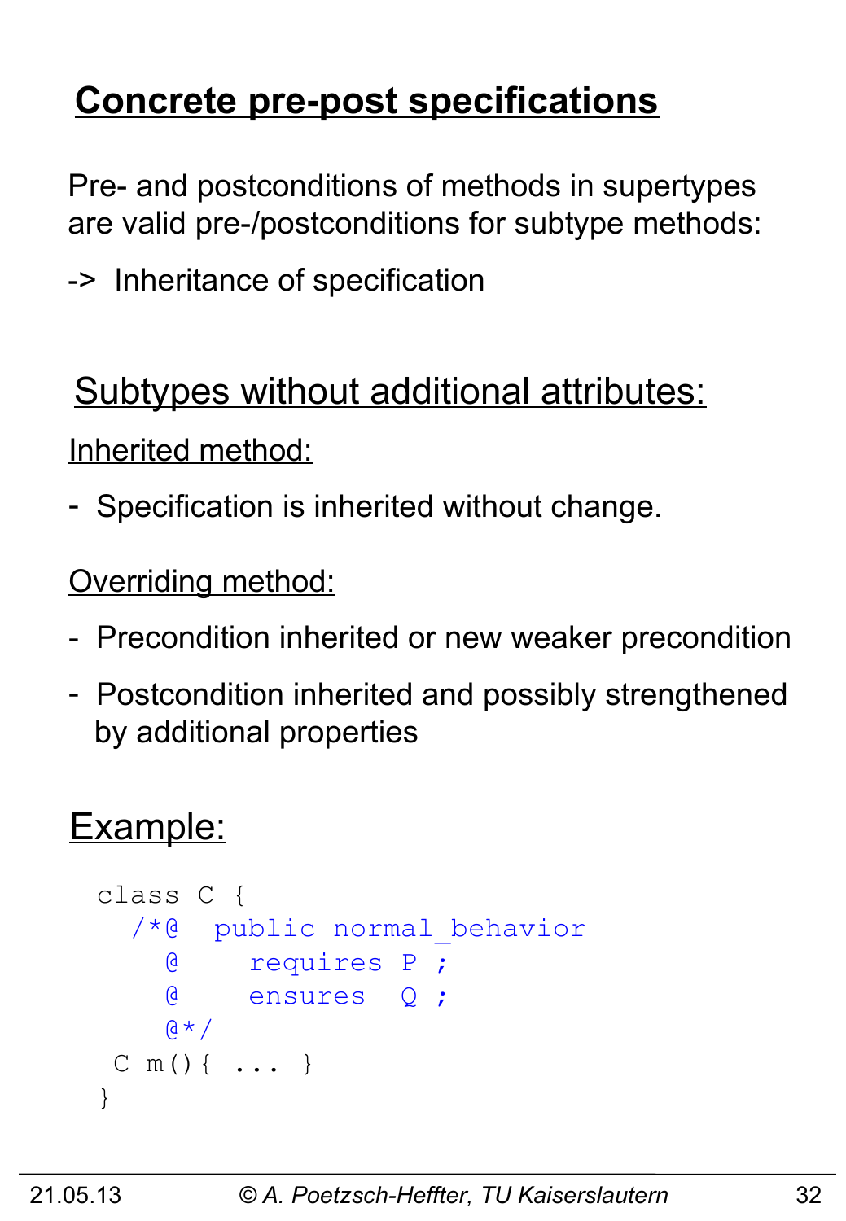# Concrete pre-post specifications

Pre- and postconditions of methods in supertypes are valid pre-/postconditions for subtype methods:

-> Inheritance of specification

## Subtypes without additional attributes:

Inherited method:

- Specification is inherited without change.

Overriding method:

- Precondition inherited or new weaker precondition
- Postcondition inherited and possibly strengthened by additional properties

## Example:

```
class C {
  /*@  public normal_behavior
    @    requires P ;
    @    ensures  Q ;
    @*/
 C m(){ ... }
}
```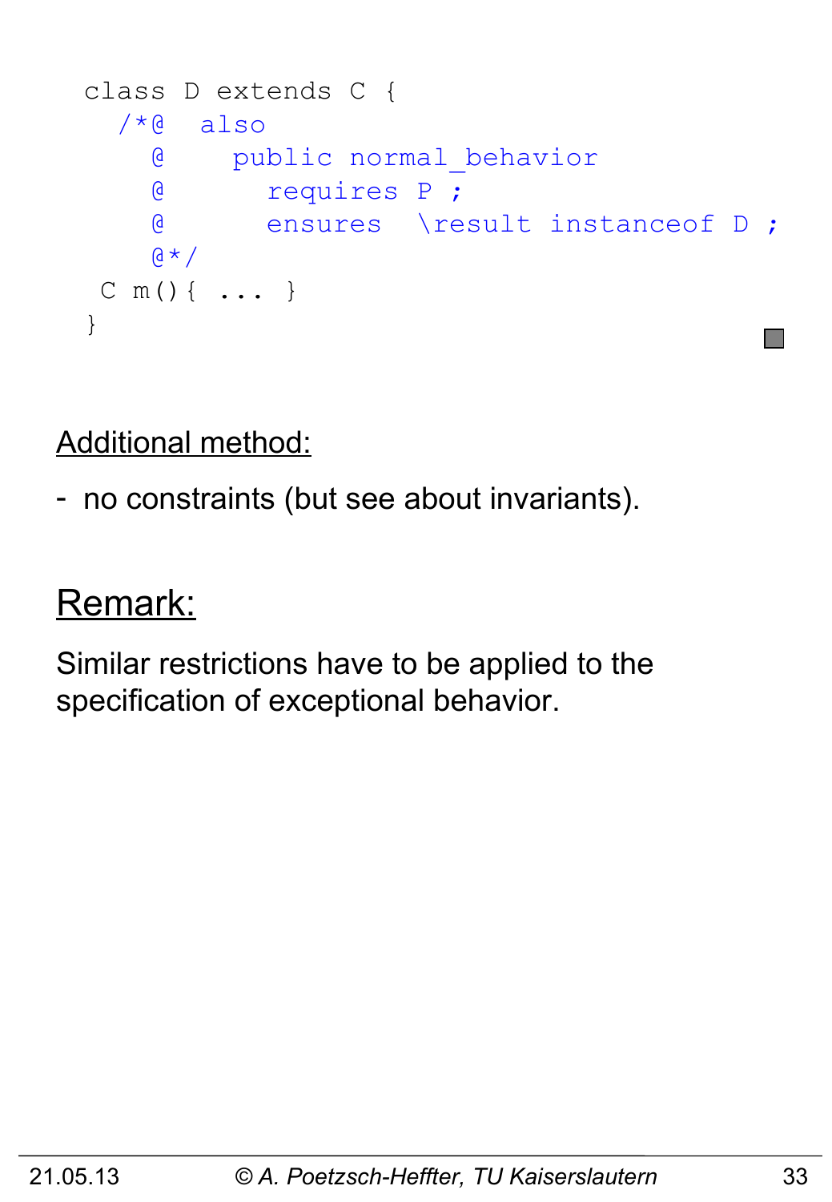```
class D extends C {
  /*@  also
    @    public normal_behavior
    @      requires P ;
    @      ensures  \result instanceof D ;
    @*/
 C m(){ ... }
}
```

Additional method:

- no constraints (but see about invariants).

## Remark:

Similar restrictions have to be applied to the specification of exceptional behavior.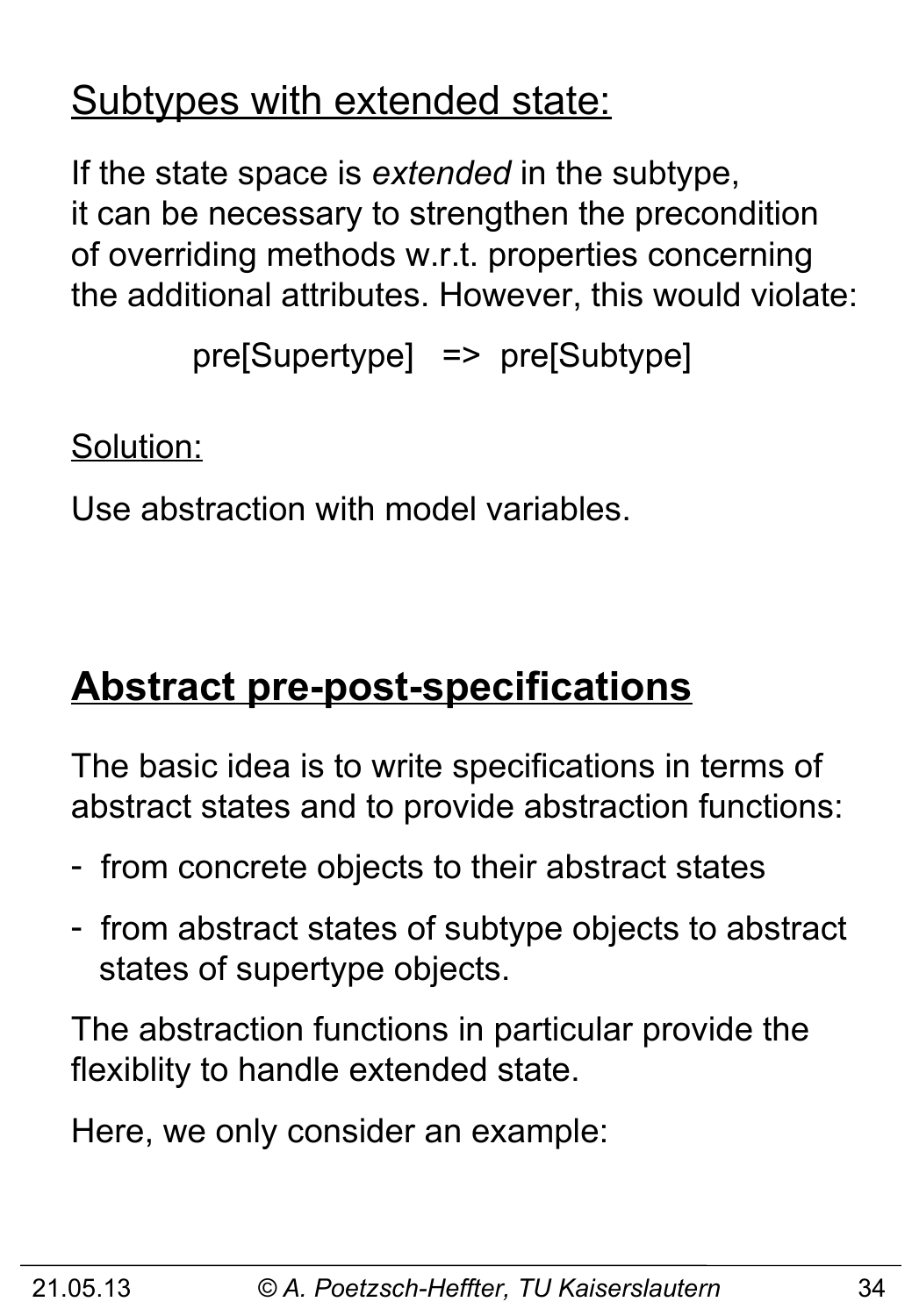## Subtypes with extended state:

If the state space is *extended* in the subtype, it can be necessary to strengthen the precondition of overriding methods w.r.t. properties concerning the additional attributes. However, this would violate:

pre[Supertype] => pre[Subtype]

Solution:

Use abstraction with model variables.

# **Abstract pre-post-specifications**

The basic idea is to write specifications in terms of abstract states and to provide abstraction functions:

- from concrete objects to their abstract states
- from abstract states of subtype objects to abstract states of supertype objects.

The abstraction functions in particular provide the flexiblity to handle extended state.

Here, we only consider an example: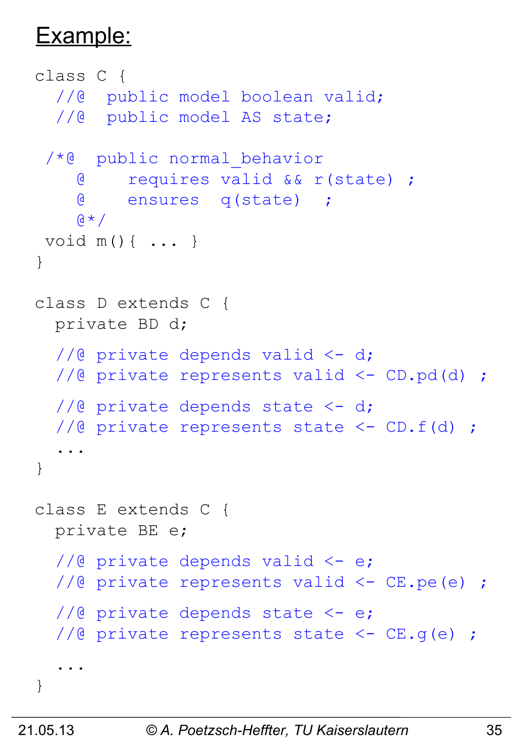## Example:

```
class C {
  //@  public model boolean valid;
  //@  public model AS state;

 /*@  public normal_behavior
    @    requires valid && r(state) ;
    @    ensures  q(state)  ;
    @*/
 void m(){ ... }
}

class D extends C {
  private BD d;

  //@ private depends valid <- d;
  //@ private represents valid <- CD.pd(d) ;

  //@ private depends state <- d;
  //@ private represents state <- CD.f(d) ;
  ...
}

class E extends C {
  private BE e;

  //@ private depends valid <- e;
  //@ private represents valid <- CE.pe(e) ;

  //@ private depends state <- e;
  //@ private represents state <- CE.g(e) ;

  ...
}
```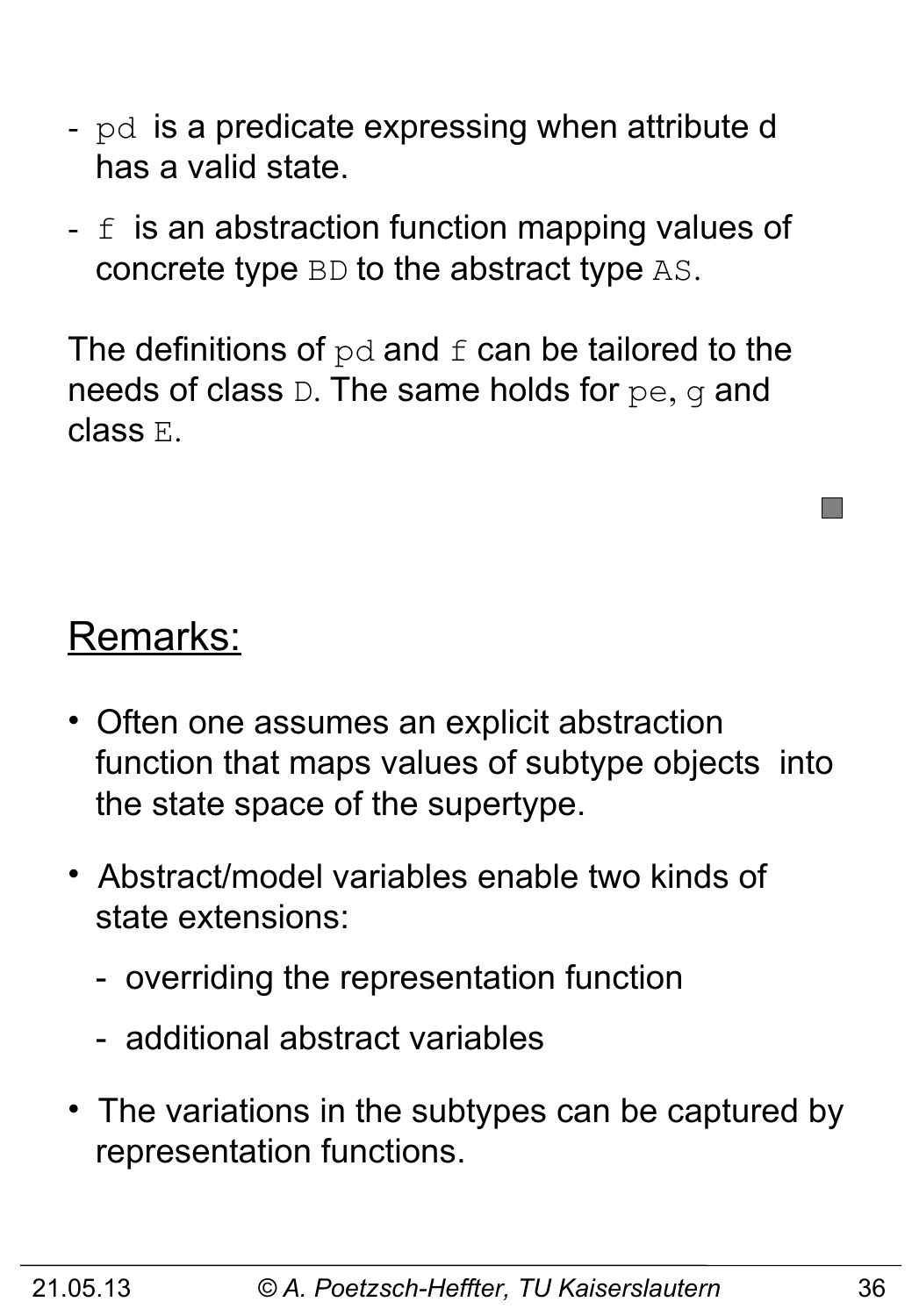- `pd` is a predicate expressing when attribute d has a valid state.
- `f` is an abstraction function mapping values of concrete type `BD` to the abstract type `AS`.

The definitions of `pd` and `f` can be tailored to the needs of class `D`. The same holds for `pe`, `g` and class `E`.

## Remarks:

- Often one assumes an explicit abstraction function that maps values of subtype objects into the state space of the supertype.
- Abstract/model variables enable two kinds of state extensions:
  - overriding the representation function
  - additional abstract variables
- The variations in the subtypes can be captured by representation functions.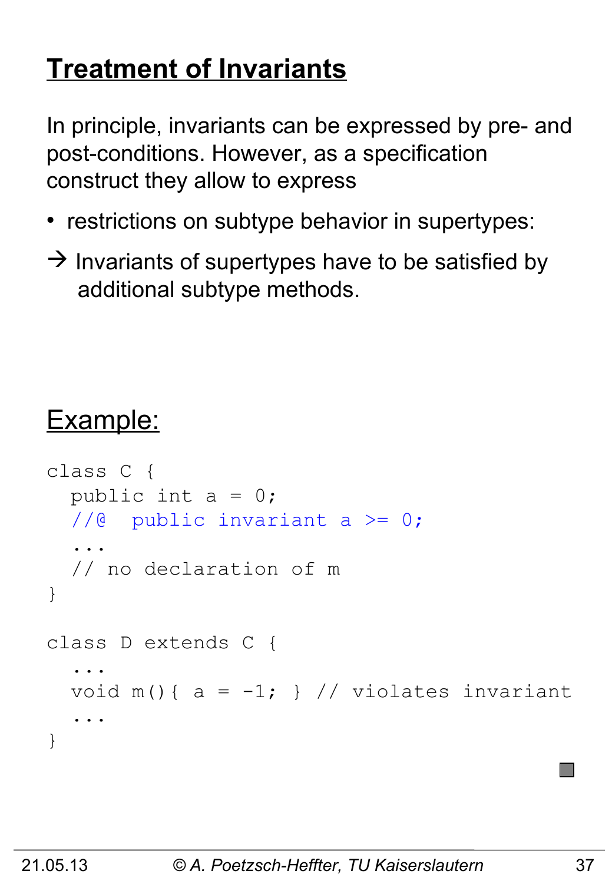# Treatment of Invariants

In principle, invariants can be expressed by pre- and post-conditions. However, as a specification construct they allow to express

- restrictions on subtype behavior in supertypes:

→ Invariants of supertypes have to be satisfied by additional subtype methods.

## Example:

```
class C {
  public int a = 0;
  //@  public invariant a >= 0;
  ...
  // no declaration of m
}

class D extends C {
  ...
  void m(){ a = -1; } // violates invariant
  ...
}
```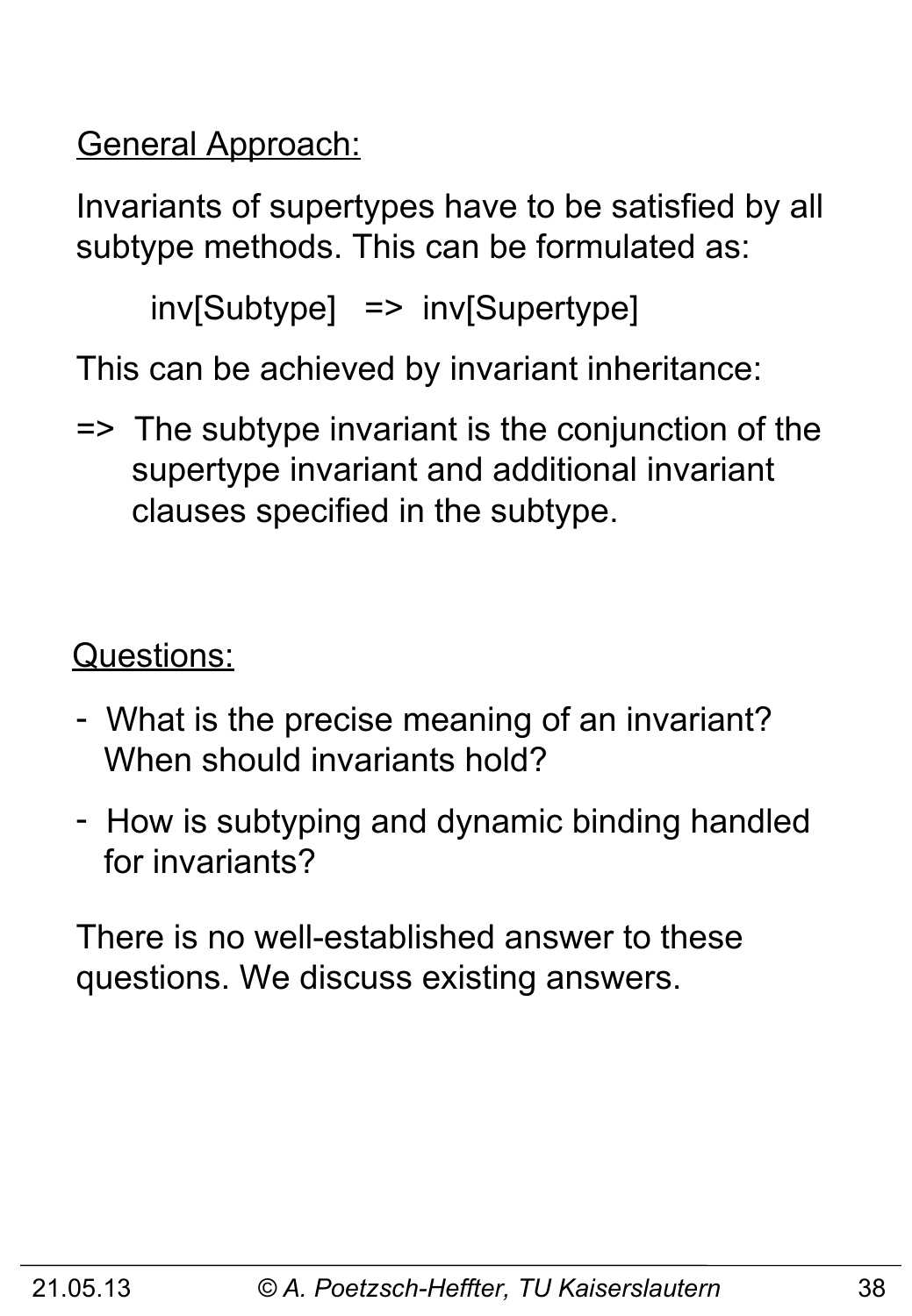<u>General Approach:</u>

Invariants of supertypes have to be satisfied by all subtype methods. This can be formulated as:

inv[Subtype]   =>  inv[Supertype]

This can be achieved by invariant inheritance:

=>  The subtype invariant is the conjunction of the supertype invariant and additional invariant clauses specified in the subtype.

<u>Questions:</u>

- What is the precise meaning of an invariant? When should invariants hold?
- How is subtyping and dynamic binding handled for invariants?

There is no well-established answer to these questions. We discuss existing answers.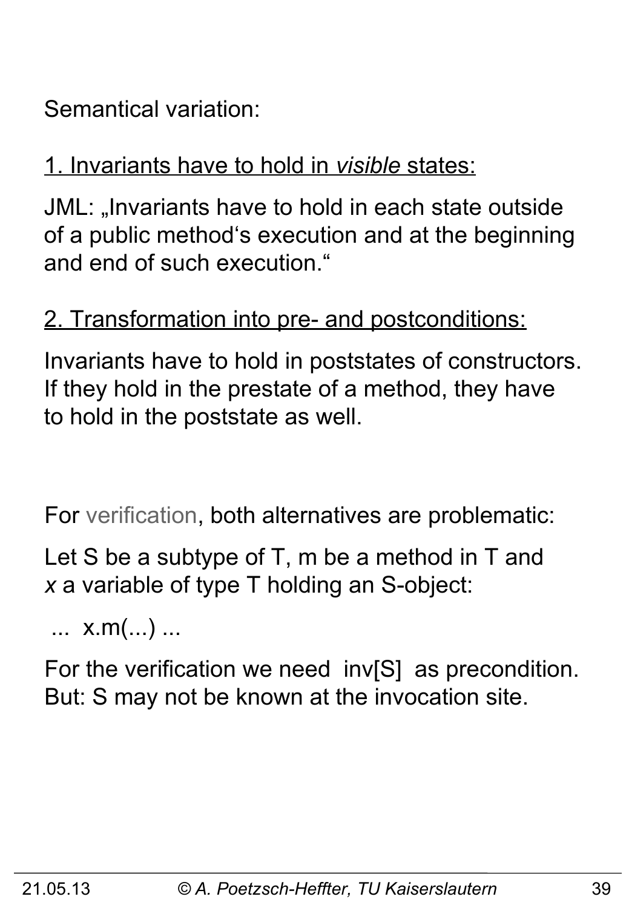Semantical variation:

<u>1. Invariants have to hold in *visible* states:</u>

JML: „Invariants have to hold in each state outside of a public method‘s execution and at the beginning and end of such execution.“

<u>2. Transformation into pre- and postconditions:</u>

Invariants have to hold in poststates of constructors. If they hold in the prestate of a method, they have to hold in the poststate as well.

For verification, both alternatives are problematic:

Let S be a subtype of T, m be a method in T and *x* a variable of type T holding an S-object:

```
... x.m(...) ...
```

For the verification we need inv[S] as precondition. But: S may not be known at the invocation site.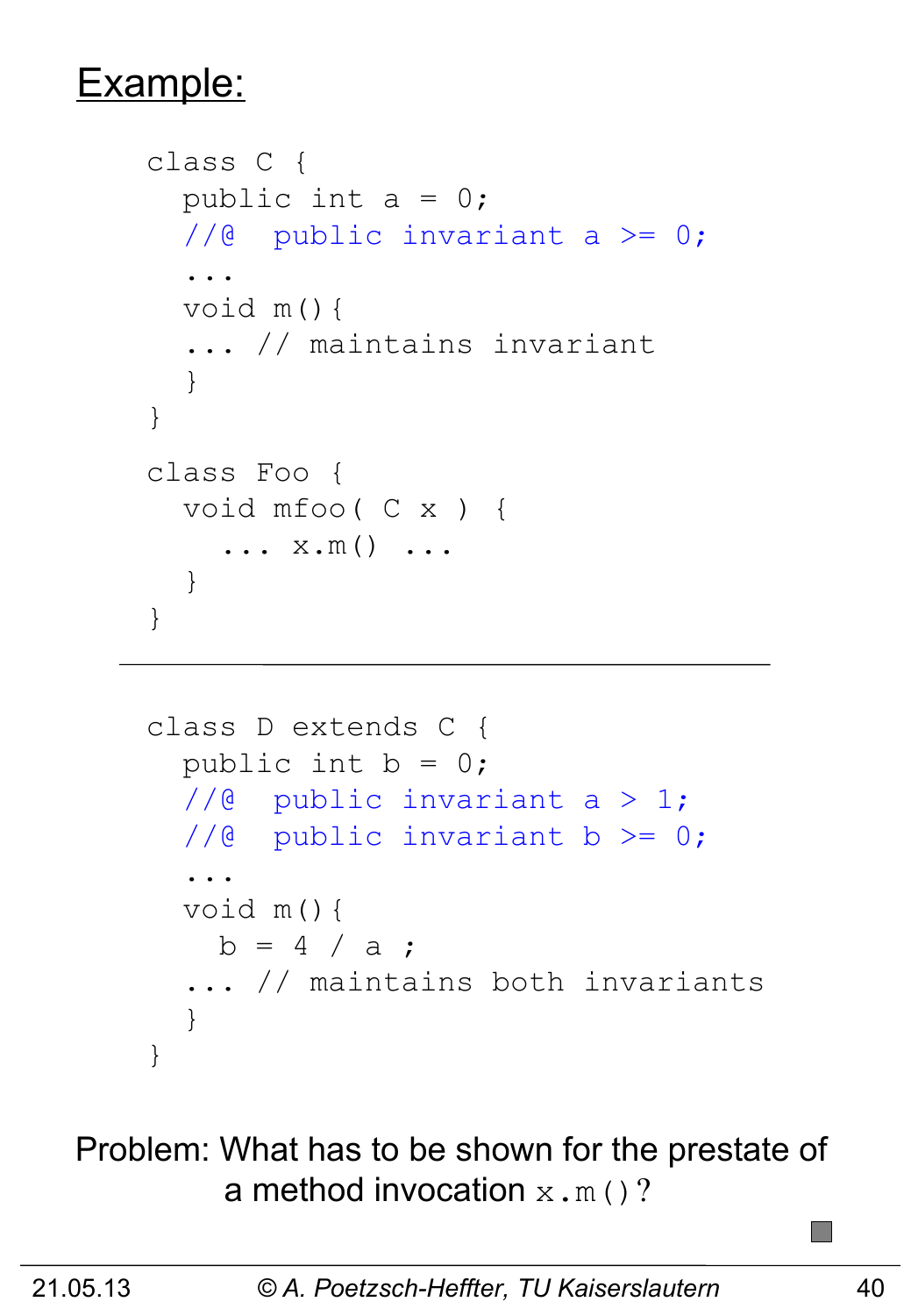# Example:

```
class C {
  public int a = 0;
  //@  public invariant a >= 0;
  ...
  void m(){
  ... // maintains invariant
  }
}

class Foo {
  void mfoo( C x ) {
    ... x.m() ...
  }
}
```

---

```
class D extends C {
  public int b = 0;
  //@  public invariant a > 1;
  //@  public invariant b >= 0;
  ...
  void m(){
    b = 4 / a ;
  ... // maintains both invariants
  }
}
```

Problem: What has to be shown for the prestate of a method invocation `x.m()`?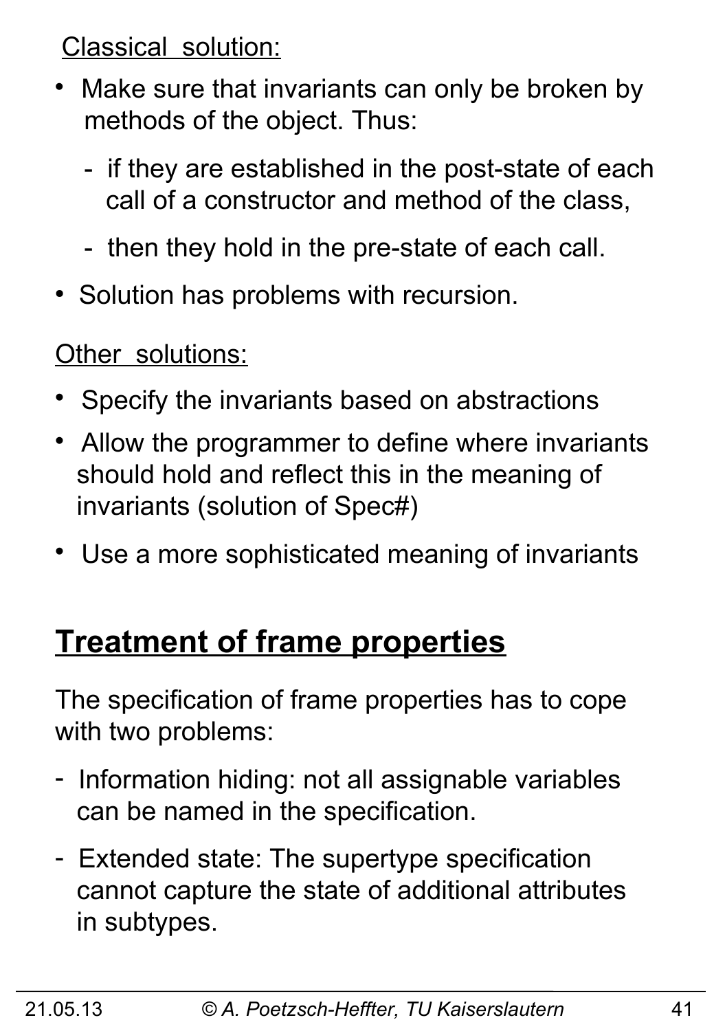Classical solution:

- Make sure that invariants can only be broken by methods of the object. Thus:
  - if they are established in the post-state of each call of a constructor and method of the class,
  - then they hold in the pre-state of each call.
- Solution has problems with recursion.

Other solutions:

- Specify the invariants based on abstractions
- Allow the programmer to define where invariants should hold and reflect this in the meaning of invariants (solution of Spec#)
- Use a more sophisticated meaning of invariants

## Treatment of frame properties

The specification of frame properties has to cope with two problems:

- Information hiding: not all assignable variables can be named in the specification.
- Extended state: The supertype specification cannot capture the state of additional attributes in subtypes.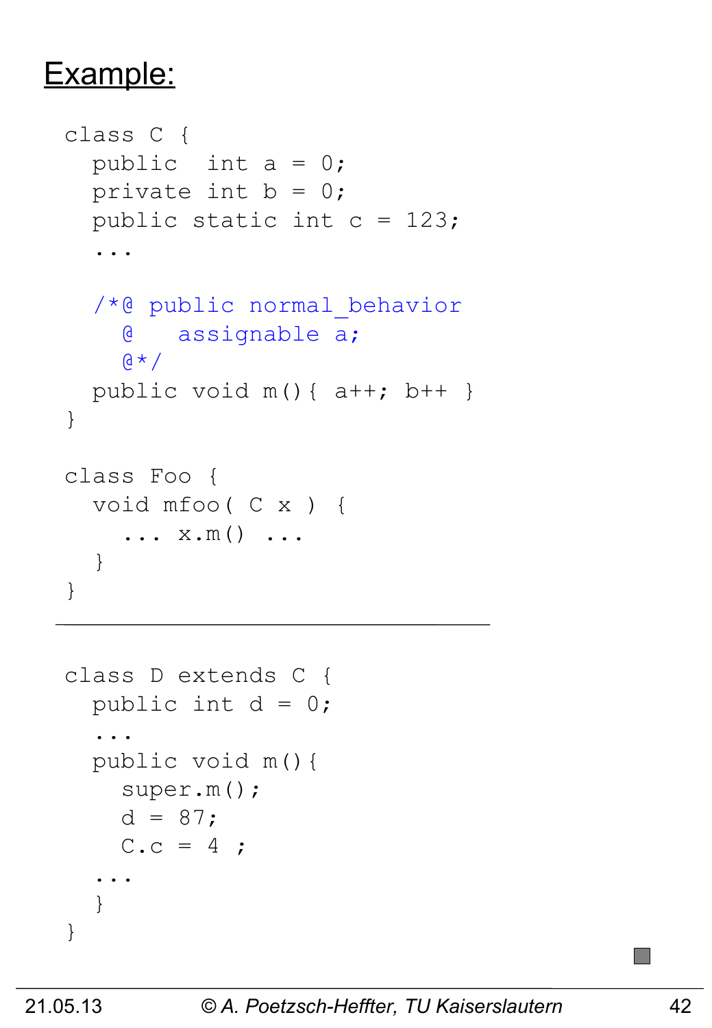# Example:

```
class C {
  public  int a = 0;
  private int b = 0;
  public static int c = 123;
  ...

  /*@ public normal_behavior
    @   assignable a;
    @*/
  public void m(){ a++; b++ }
}

class Foo {
  void mfoo( C x ) {
    ... x.m() ...
  }
}
```

---

```
class D extends C {
  public int d = 0;
  ...
  public void m(){
    super.m();
    d = 87;
    C.c = 4 ;
  ...
  }
}
```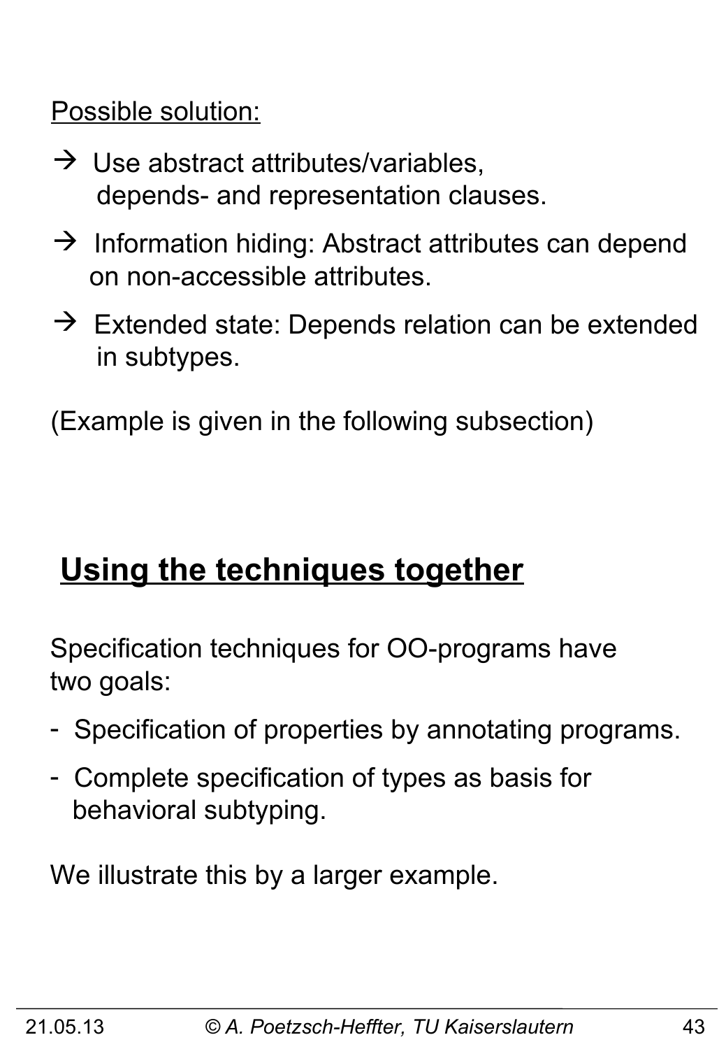Possible solution:

→ Use abstract attributes/variables, depends- and representation clauses.

→ Information hiding: Abstract attributes can depend on non-accessible attributes.

→ Extended state: Depends relation can be extended in subtypes.

(Example is given in the following subsection)

## Using the techniques together

Specification techniques for OO-programs have two goals:

- Specification of properties by annotating programs.
- Complete specification of types as basis for behavioral subtyping.

We illustrate this by a larger example.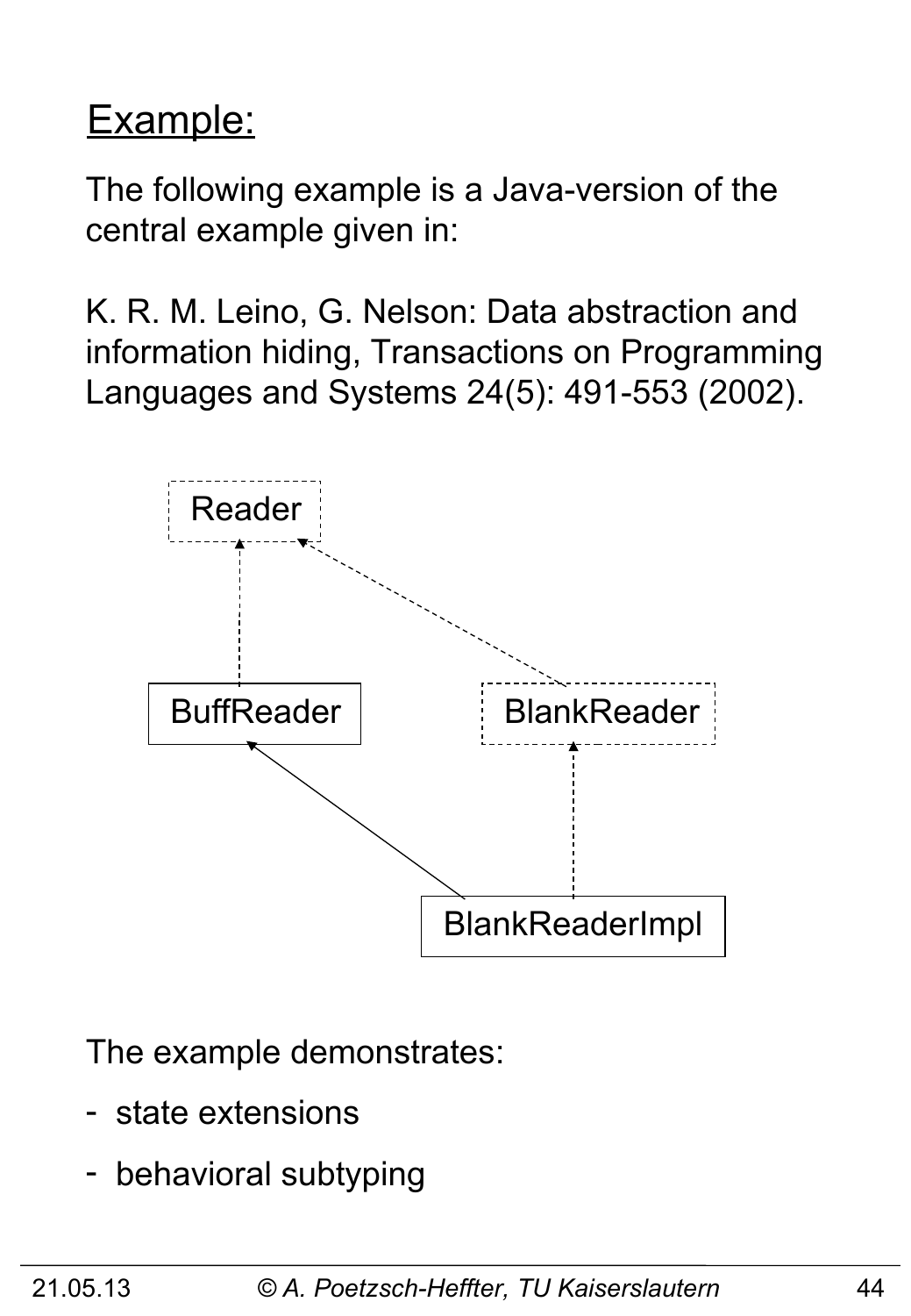# Example:

The following example is a Java-version of the central example given in:

K. R. M. Leino, G. Nelson: Data abstraction and information hiding, Transactions on Programming Languages and Systems 24(5): 491-553 (2002).

Reader

BuffReader

BlankReader

BlankReaderImpl

The example demonstrates:

- state extensions
- behavioral subtyping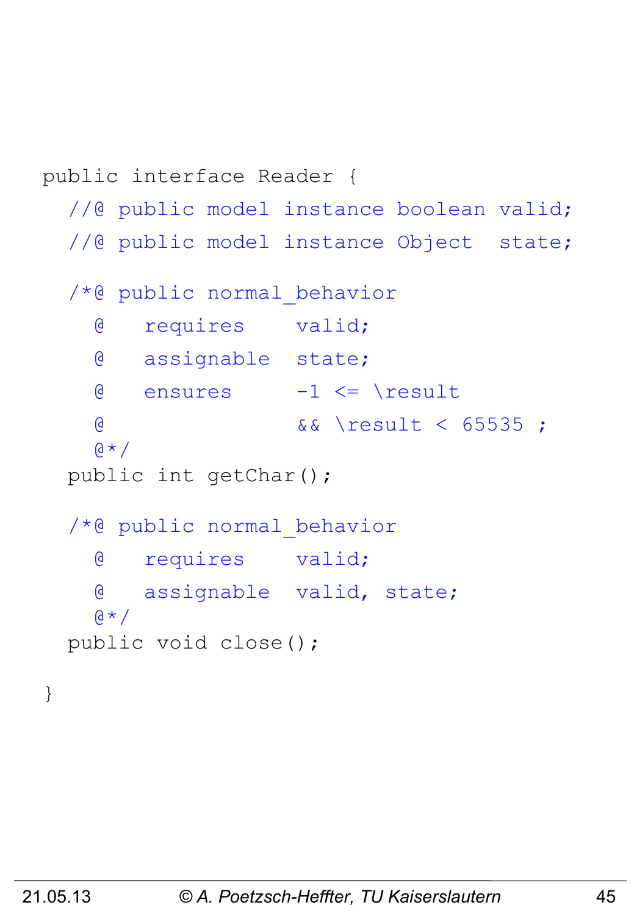```java
public interface Reader {
  //@ public model instance boolean valid;
  //@ public model instance Object  state;

  /*@ public normal_behavior
    @   requires    valid;
    @   assignable  state;
    @   ensures     -1 <= \result
    @               && \result < 65535 ;
    @*/
  public int getChar();

  /*@ public normal_behavior
    @   requires    valid;
    @   assignable  valid, state;
    @*/
  public void close();

}
```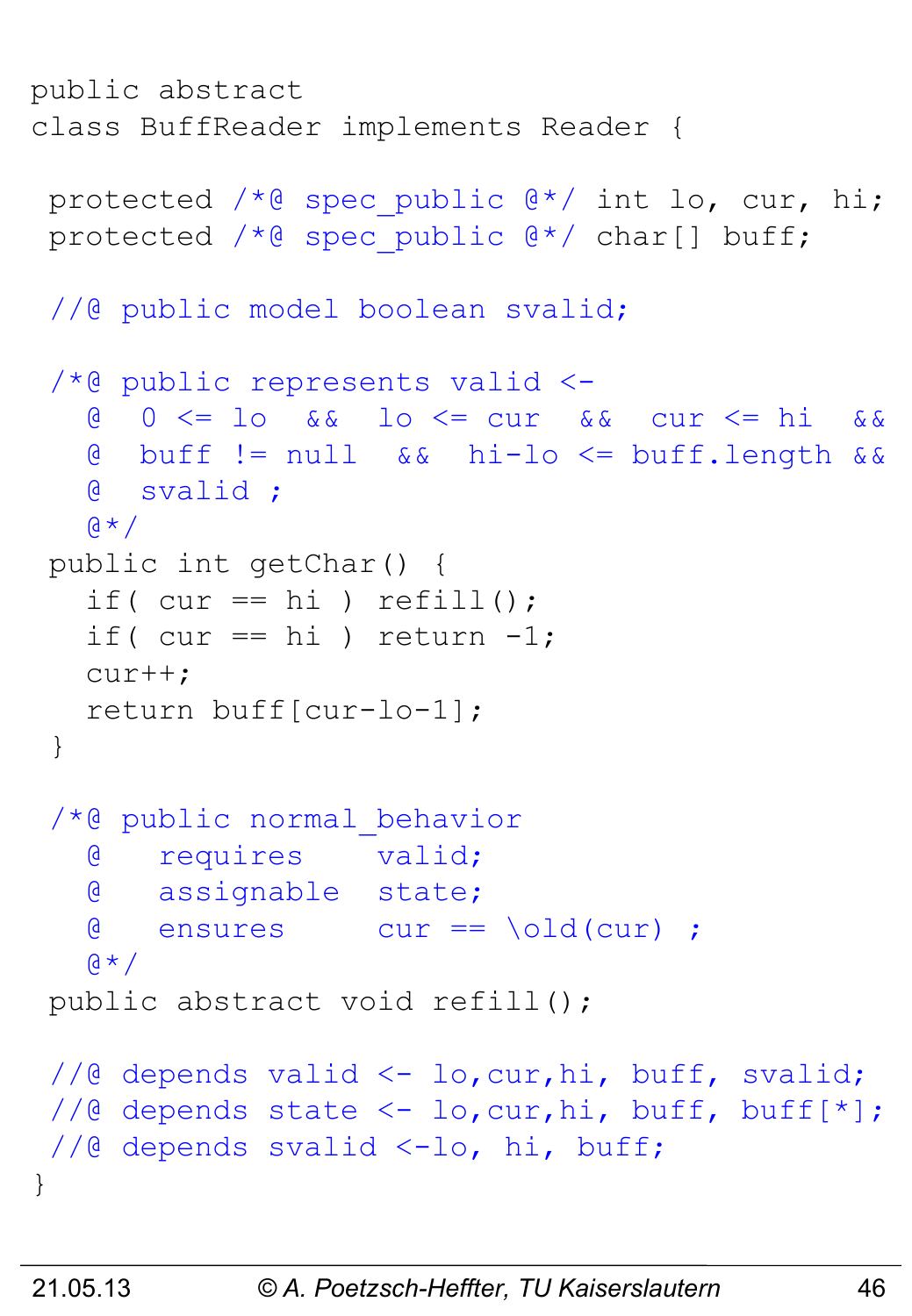```
public abstract
class BuffReader implements Reader {

 protected /*@ spec_public @*/ int lo, cur, hi;
 protected /*@ spec_public @*/ char[] buff;

 //@ public model boolean svalid;

 /*@ public represents valid <-
   @  0 <= lo  &&  lo <= cur  &&  cur <= hi  &&
   @  buff != null  &&  hi-lo <= buff.length &&
   @  svalid ;
   @*/
 public int getChar() {
   if( cur == hi ) refill();
   if( cur == hi ) return -1;
   cur++;
   return buff[cur-lo-1];
 }

 /*@ public normal_behavior
   @   requires    valid;
   @   assignable  state;
   @   ensures     cur == \old(cur) ;
   @*/
 public abstract void refill();

 //@ depends valid <- lo,cur,hi, buff, svalid;
 //@ depends state <- lo,cur,hi, buff, buff[*];
 //@ depends svalid <-lo, hi, buff;
}
```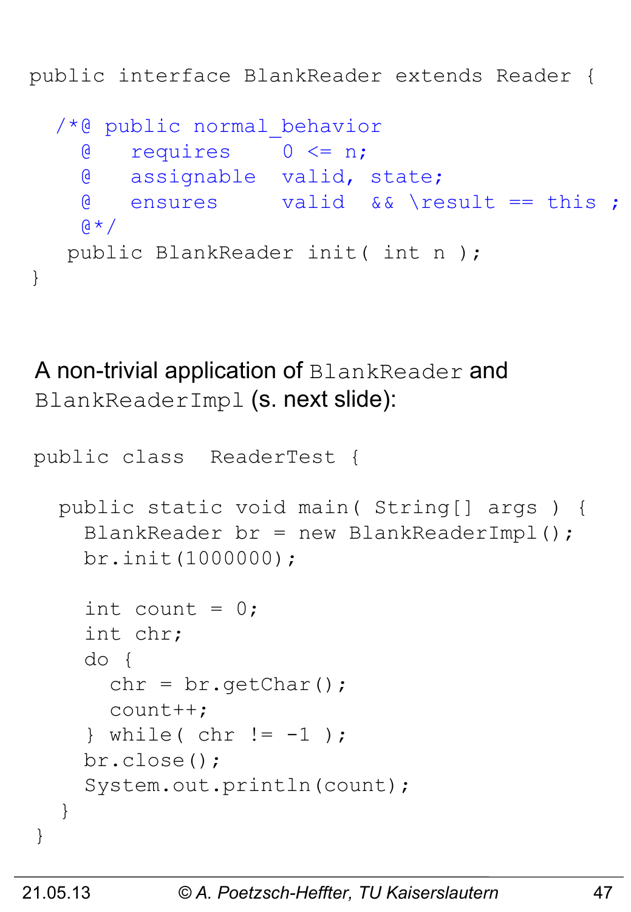```
public interface BlankReader extends Reader {

  /*@ public normal_behavior
    @   requires    0 <= n;
    @   assignable  valid, state;
    @   ensures     valid  && \result == this ;
    @*/
   public BlankReader init( int n );
}
```

A non-trivial application of `BlankReader` and `BlankReaderImpl` (s. next slide):

```
public class  ReaderTest {

  public static void main( String[] args ) {
    BlankReader br = new BlankReaderImpl();
    br.init(1000000);

    int count = 0;
    int chr;
    do {
      chr = br.getChar();
      count++;
    } while( chr != -1 );
    br.close();
    System.out.println(count);
  }
}
```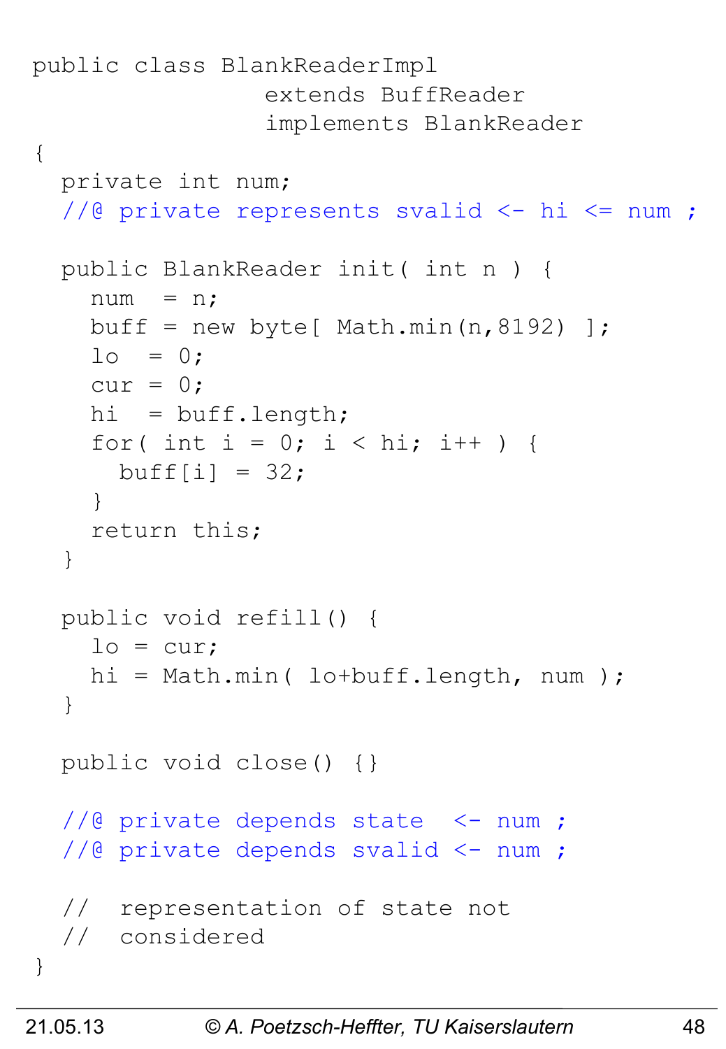```java
public class BlankReaderImpl
                extends BuffReader
                implements BlankReader
{
  private int num;
  //@ private represents svalid <- hi <= num ;

  public BlankReader init( int n ) {
    num  = n;
    buff = new byte[ Math.min(n,8192) ];
    lo   = 0;
    cur = 0;
    hi   = buff.length;
    for( int i = 0; i < hi; i++ ) {
      buff[i] = 32;
    }
    return this;
  }

  public void refill() {
    lo = cur;
    hi = Math.min( lo+buff.length, num );
  }

  public void close() {}

  //@ private depends state  <- num ;
  //@ private depends svalid <- num ;

  //  representation of state not
  //  considered
}
```